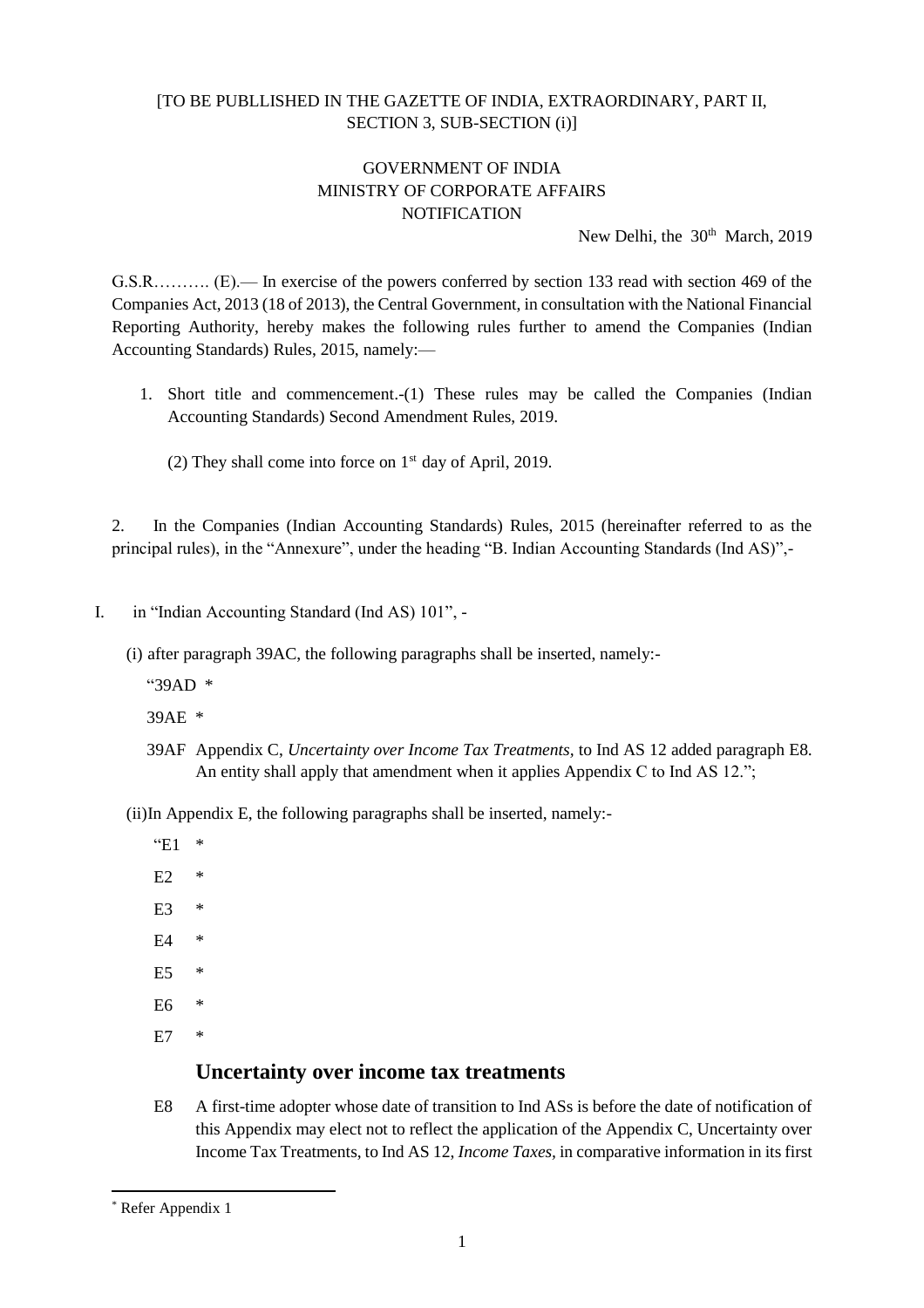[TO BE PUBLLISHED IN THE GAZETTE OF INDIA, EXTRAORDINARY, PART II, SECTION 3, SUB-SECTION (i)]

GOVERNMENT OF INDIA
MINISTRY OF CORPORATE AFFAIRS
NOTIFICATION

New Delhi, the 30th March, 2019

G.S.R………. (E).— In exercise of the powers conferred by section 133 read with section 469 of the Companies Act, 2013 (18 of 2013), the Central Government, in consultation with the National Financial Reporting Authority, hereby makes the following rules further to amend the Companies (Indian Accounting Standards) Rules, 2015, namely:—

1. Short title and commencement.-(1) These rules may be called the Companies (Indian Accounting Standards) Second Amendment Rules, 2019.

   (2) They shall come into force on 1st day of April, 2019.

2. In the Companies (Indian Accounting Standards) Rules, 2015 (hereinafter referred to as the principal rules), in the "Annexure", under the heading "B. Indian Accounting Standards (Ind AS)",-

I. in "Indian Accounting Standard (Ind AS) 101", -

   (i) after paragraph 39AC, the following paragraphs shall be inserted, namely:-

   "39AD *

   39AE *

   39AF Appendix C, *Uncertainty over Income Tax Treatments*, to Ind AS 12 added paragraph E8. An entity shall apply that amendment when it applies Appendix C to Ind AS 12.";

   (ii) In Appendix E, the following paragraphs shall be inserted, namely:-

   "E1 *

   E2 *

   E3 *

   E4 *

   E5 *

   E6 *

   E7 *

## Uncertainty over income tax treatments

E8 A first-time adopter whose date of transition to Ind ASs is before the date of notification of this Appendix may elect not to reflect the application of the Appendix C, Uncertainty over Income Tax Treatments, to Ind AS 12, *Income Taxes*, in comparative information in its first

* Refer Appendix 1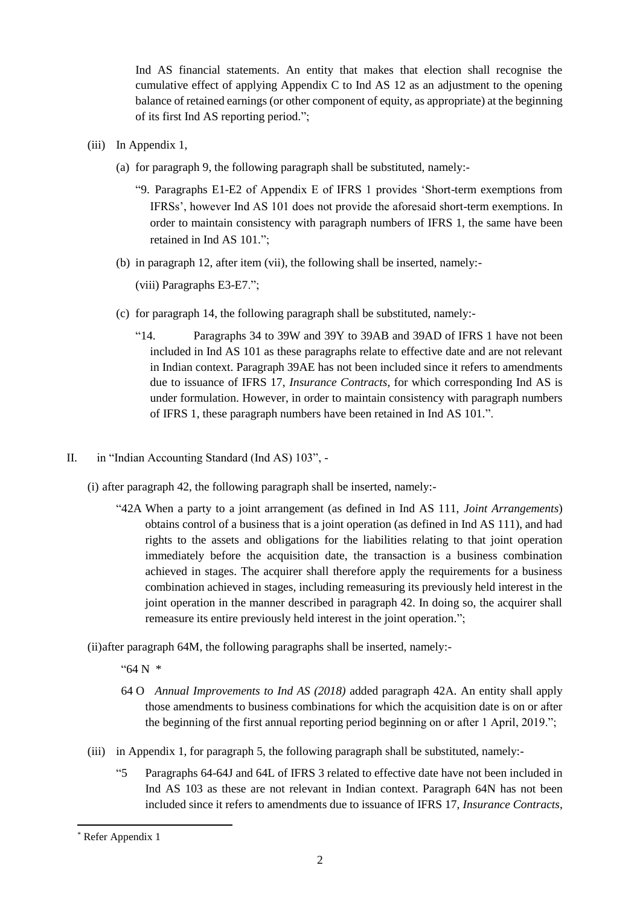Ind AS financial statements. An entity that makes that election shall recognise the cumulative effect of applying Appendix C to Ind AS 12 as an adjustment to the opening balance of retained earnings (or other component of equity, as appropriate) at the beginning of its first Ind AS reporting period.";

(iii) In Appendix 1,

(a) for paragraph 9, the following paragraph shall be substituted, namely:-

"9. Paragraphs E1-E2 of Appendix E of IFRS 1 provides 'Short-term exemptions from IFRSs', however Ind AS 101 does not provide the aforesaid short-term exemptions. In order to maintain consistency with paragraph numbers of IFRS 1, the same have been retained in Ind AS 101.";

(b) in paragraph 12, after item (vii), the following shall be inserted, namely:-

(viii) Paragraphs E3-E7.";

(c) for paragraph 14, the following paragraph shall be substituted, namely:-

"14. Paragraphs 34 to 39W and 39Y to 39AB and 39AD of IFRS 1 have not been included in Ind AS 101 as these paragraphs relate to effective date and are not relevant in Indian context. Paragraph 39AE has not been included since it refers to amendments due to issuance of IFRS 17, *Insurance Contracts*, for which corresponding Ind AS is under formulation. However, in order to maintain consistency with paragraph numbers of IFRS 1, these paragraph numbers have been retained in Ind AS 101.".

II. in "Indian Accounting Standard (Ind AS) 103", -

(i) after paragraph 42, the following paragraph shall be inserted, namely:-

"42A When a party to a joint arrangement (as defined in Ind AS 111, *Joint Arrangements*) obtains control of a business that is a joint operation (as defined in Ind AS 111), and had rights to the assets and obligations for the liabilities relating to that joint operation immediately before the acquisition date, the transaction is a business combination achieved in stages. The acquirer shall therefore apply the requirements for a business combination achieved in stages, including remeasuring its previously held interest in the joint operation in the manner described in paragraph 42. In doing so, the acquirer shall remeasure its entire previously held interest in the joint operation.";

(ii) after paragraph 64M, the following paragraphs shall be inserted, namely:-

"64 N *

64 O *Annual Improvements to Ind AS (2018)* added paragraph 42A. An entity shall apply those amendments to business combinations for which the acquisition date is on or after the beginning of the first annual reporting period beginning on or after 1 April, 2019.";

(iii) in Appendix 1, for paragraph 5, the following paragraph shall be substituted, namely:-

"5 Paragraphs 64-64J and 64L of IFRS 3 related to effective date have not been included in Ind AS 103 as these are not relevant in Indian context. Paragraph 64N has not been included since it refers to amendments due to issuance of IFRS 17, *Insurance Contracts*,

* Refer Appendix 1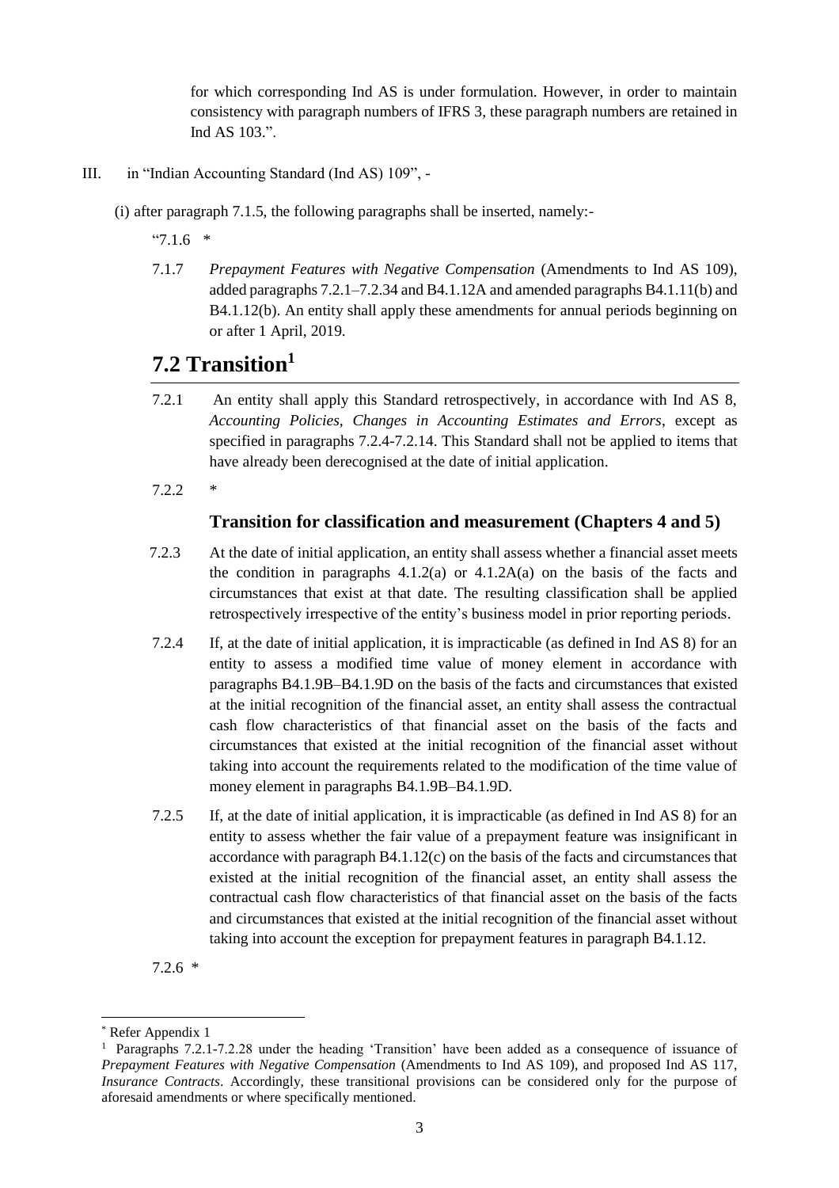for which corresponding Ind AS is under formulation. However, in order to maintain consistency with paragraph numbers of IFRS 3, these paragraph numbers are retained in Ind AS 103.".

III. in "Indian Accounting Standard (Ind AS) 109", -

(i) after paragraph 7.1.5, the following paragraphs shall be inserted, namely:-

"7.1.6 *

7.1.7 *Prepayment Features with Negative Compensation* (Amendments to Ind AS 109), added paragraphs 7.2.1–7.2.34 and B4.1.12A and amended paragraphs B4.1.11(b) and B4.1.12(b). An entity shall apply these amendments for annual periods beginning on or after 1 April, 2019.

## 7.2 Transition[1]

7.2.1 An entity shall apply this Standard retrospectively, in accordance with Ind AS 8, *Accounting Policies, Changes in Accounting Estimates and Errors*, except as specified in paragraphs 7.2.4-7.2.14. This Standard shall not be applied to items that have already been derecognised at the date of initial application.

7.2.2 *

### Transition for classification and measurement (Chapters 4 and 5)

7.2.3 At the date of initial application, an entity shall assess whether a financial asset meets the condition in paragraphs 4.1.2(a) or 4.1.2A(a) on the basis of the facts and circumstances that exist at that date. The resulting classification shall be applied retrospectively irrespective of the entity's business model in prior reporting periods.

7.2.4 If, at the date of initial application, it is impracticable (as defined in Ind AS 8) for an entity to assess a modified time value of money element in accordance with paragraphs B4.1.9B–B4.1.9D on the basis of the facts and circumstances that existed at the initial recognition of the financial asset, an entity shall assess the contractual cash flow characteristics of that financial asset on the basis of the facts and circumstances that existed at the initial recognition of the financial asset without taking into account the requirements related to the modification of the time value of money element in paragraphs B4.1.9B–B4.1.9D.

7.2.5 If, at the date of initial application, it is impracticable (as defined in Ind AS 8) for an entity to assess whether the fair value of a prepayment feature was insignificant in accordance with paragraph B4.1.12(c) on the basis of the facts and circumstances that existed at the initial recognition of the financial asset, an entity shall assess the contractual cash flow characteristics of that financial asset on the basis of the facts and circumstances that existed at the initial recognition of the financial asset without taking into account the exception for prepayment features in paragraph B4.1.12.

7.2.6 *

---

* Refer Appendix 1

[1] Paragraphs 7.2.1-7.2.28 under the heading 'Transition' have been added as a consequence of issuance of *Prepayment Features with Negative Compensation* (Amendments to Ind AS 109), and proposed Ind AS 117, *Insurance Contracts*. Accordingly, these transitional provisions can be considered only for the purpose of aforesaid amendments or where specifically mentioned.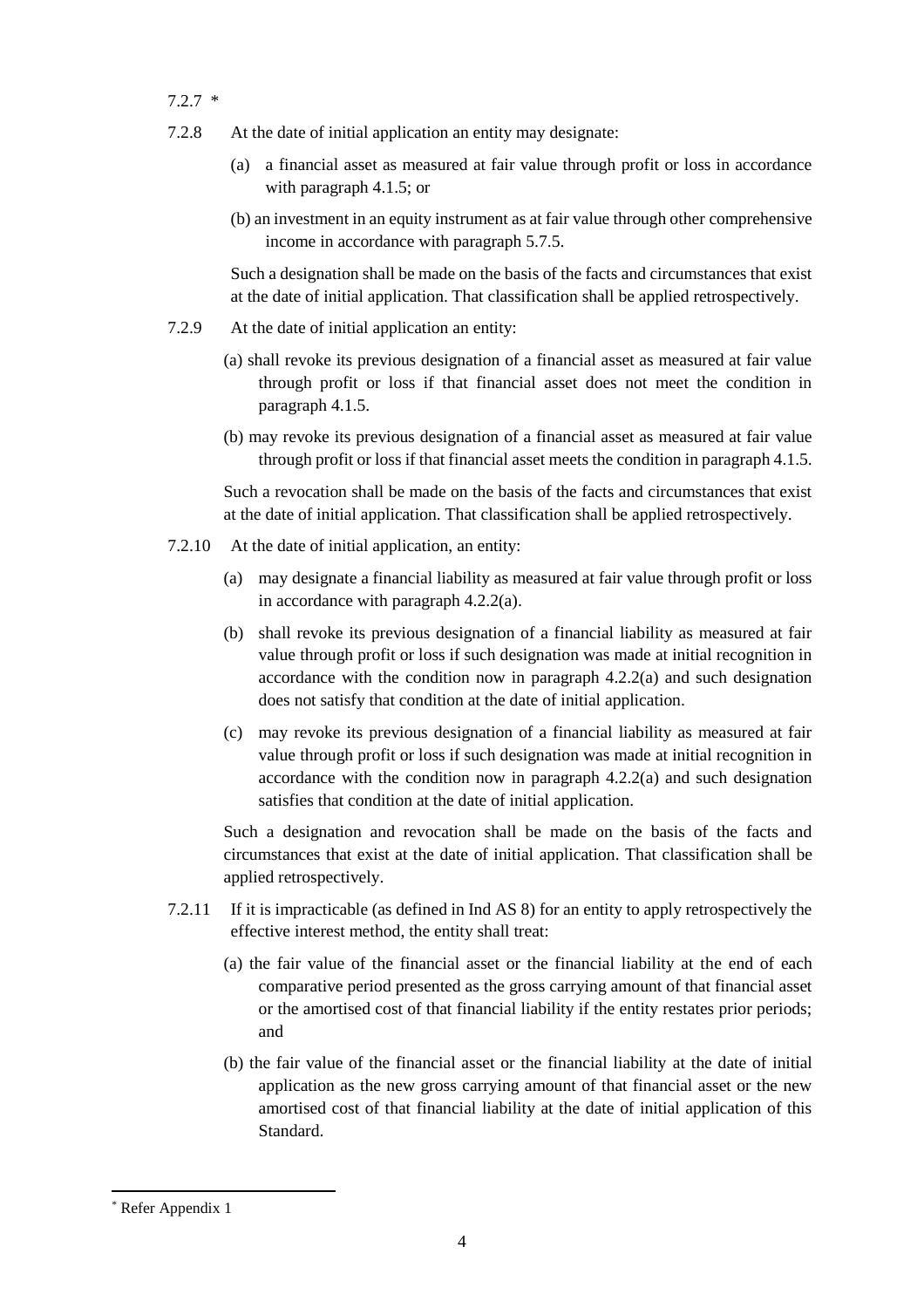7.2.7 *

7.2.8 At the date of initial application an entity may designate:

(a) a financial asset as measured at fair value through profit or loss in accordance with paragraph 4.1.5; or

(b) an investment in an equity instrument as at fair value through other comprehensive income in accordance with paragraph 5.7.5.

Such a designation shall be made on the basis of the facts and circumstances that exist at the date of initial application. That classification shall be applied retrospectively.

7.2.9 At the date of initial application an entity:

(a) shall revoke its previous designation of a financial asset as measured at fair value through profit or loss if that financial asset does not meet the condition in paragraph 4.1.5.

(b) may revoke its previous designation of a financial asset as measured at fair value through profit or loss if that financial asset meets the condition in paragraph 4.1.5.

Such a revocation shall be made on the basis of the facts and circumstances that exist at the date of initial application. That classification shall be applied retrospectively.

7.2.10 At the date of initial application, an entity:

(a) may designate a financial liability as measured at fair value through profit or loss in accordance with paragraph 4.2.2(a).

(b) shall revoke its previous designation of a financial liability as measured at fair value through profit or loss if such designation was made at initial recognition in accordance with the condition now in paragraph 4.2.2(a) and such designation does not satisfy that condition at the date of initial application.

(c) may revoke its previous designation of a financial liability as measured at fair value through profit or loss if such designation was made at initial recognition in accordance with the condition now in paragraph 4.2.2(a) and such designation satisfies that condition at the date of initial application.

Such a designation and revocation shall be made on the basis of the facts and circumstances that exist at the date of initial application. That classification shall be applied retrospectively.

7.2.11 If it is impracticable (as defined in Ind AS 8) for an entity to apply retrospectively the effective interest method, the entity shall treat:

(a) the fair value of the financial asset or the financial liability at the end of each comparative period presented as the gross carrying amount of that financial asset or the amortised cost of that financial liability if the entity restates prior periods; and

(b) the fair value of the financial asset or the financial liability at the date of initial application as the new gross carrying amount of that financial asset or the new amortised cost of that financial liability at the date of initial application of this Standard.

---

* Refer Appendix 1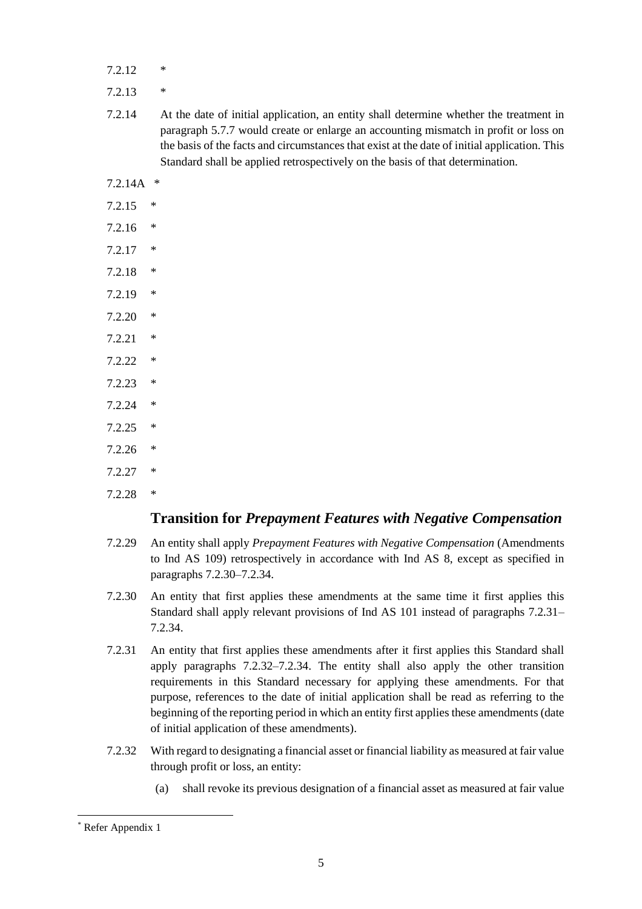7.2.12 *

7.2.13 *

7.2.14 At the date of initial application, an entity shall determine whether the treatment in paragraph 5.7.7 would create or enlarge an accounting mismatch in profit or loss on the basis of the facts and circumstances that exist at the date of initial application. This Standard shall be applied retrospectively on the basis of that determination.

7.2.14A *

7.2.15 *

7.2.16 *

7.2.17 *

7.2.18 *

7.2.19 *

7.2.20 *

7.2.21 *

7.2.22 *

7.2.23 *

7.2.24 *

7.2.25 *

7.2.26 *

7.2.27 *

7.2.28 *

## Transition for *Prepayment Features with Negative Compensation*

7.2.29 An entity shall apply *Prepayment Features with Negative Compensation* (Amendments to Ind AS 109) retrospectively in accordance with Ind AS 8, except as specified in paragraphs 7.2.30–7.2.34.

7.2.30 An entity that first applies these amendments at the same time it first applies this Standard shall apply relevant provisions of Ind AS 101 instead of paragraphs 7.2.31–7.2.34.

7.2.31 An entity that first applies these amendments after it first applies this Standard shall apply paragraphs 7.2.32–7.2.34. The entity shall also apply the other transition requirements in this Standard necessary for applying these amendments. For that purpose, references to the date of initial application shall be read as referring to the beginning of the reporting period in which an entity first applies these amendments (date of initial application of these amendments).

7.2.32 With regard to designating a financial asset or financial liability as measured at fair value through profit or loss, an entity:

(a) shall revoke its previous designation of a financial asset as measured at fair value

---

* Refer Appendix 1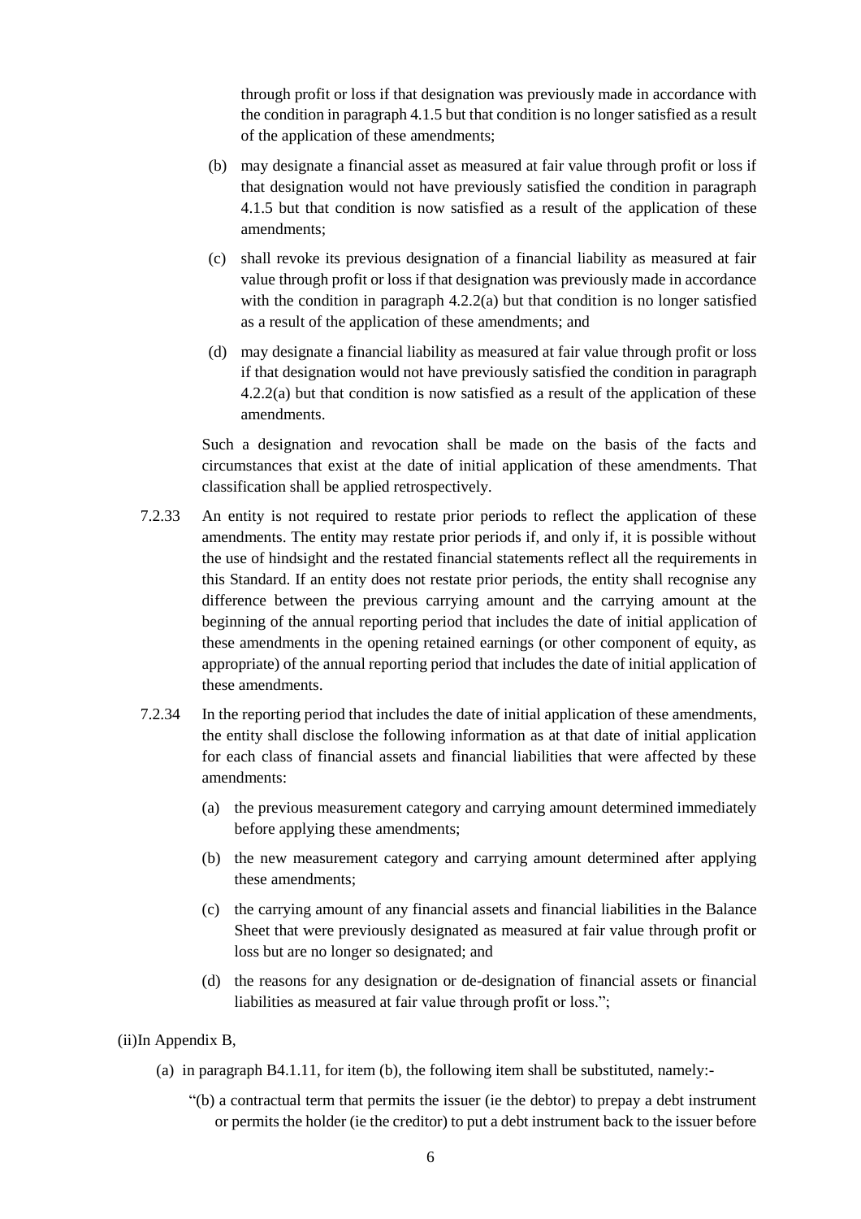through profit or loss if that designation was previously made in accordance with the condition in paragraph 4.1.5 but that condition is no longer satisfied as a result of the application of these amendments;

(b) may designate a financial asset as measured at fair value through profit or loss if that designation would not have previously satisfied the condition in paragraph 4.1.5 but that condition is now satisfied as a result of the application of these amendments;

(c) shall revoke its previous designation of a financial liability as measured at fair value through profit or loss if that designation was previously made in accordance with the condition in paragraph 4.2.2(a) but that condition is no longer satisfied as a result of the application of these amendments; and

(d) may designate a financial liability as measured at fair value through profit or loss if that designation would not have previously satisfied the condition in paragraph 4.2.2(a) but that condition is now satisfied as a result of the application of these amendments.

Such a designation and revocation shall be made on the basis of the facts and circumstances that exist at the date of initial application of these amendments. That classification shall be applied retrospectively.

7.2.33 An entity is not required to restate prior periods to reflect the application of these amendments. The entity may restate prior periods if, and only if, it is possible without the use of hindsight and the restated financial statements reflect all the requirements in this Standard. If an entity does not restate prior periods, the entity shall recognise any difference between the previous carrying amount and the carrying amount at the beginning of the annual reporting period that includes the date of initial application of these amendments in the opening retained earnings (or other component of equity, as appropriate) of the annual reporting period that includes the date of initial application of these amendments.

7.2.34 In the reporting period that includes the date of initial application of these amendments, the entity shall disclose the following information as at that date of initial application for each class of financial assets and financial liabilities that were affected by these amendments:

(a) the previous measurement category and carrying amount determined immediately before applying these amendments;

(b) the new measurement category and carrying amount determined after applying these amendments;

(c) the carrying amount of any financial assets and financial liabilities in the Balance Sheet that were previously designated as measured at fair value through profit or loss but are no longer so designated; and

(d) the reasons for any designation or de-designation of financial assets or financial liabilities as measured at fair value through profit or loss.";

(ii) In Appendix B,

(a) in paragraph B4.1.11, for item (b), the following item shall be substituted, namely:-

"(b) a contractual term that permits the issuer (ie the debtor) to prepay a debt instrument or permits the holder (ie the creditor) to put a debt instrument back to the issuer before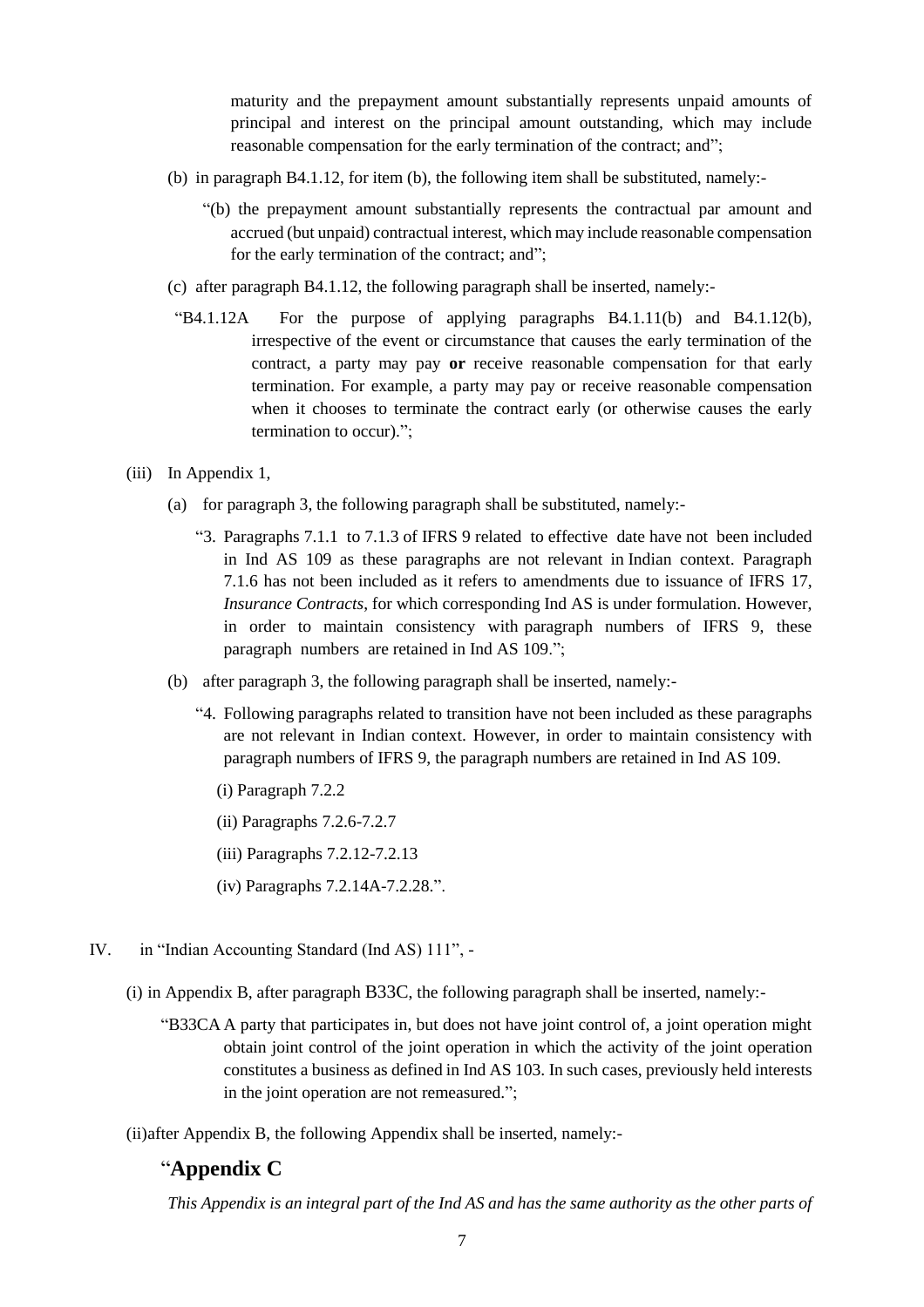maturity and the prepayment amount substantially represents unpaid amounts of principal and interest on the principal amount outstanding, which may include reasonable compensation for the early termination of the contract; and";

(b) in paragraph B4.1.12, for item (b), the following item shall be substituted, namely:-

"(b) the prepayment amount substantially represents the contractual par amount and accrued (but unpaid) contractual interest, which may include reasonable compensation for the early termination of the contract; and";

(c) after paragraph B4.1.12, the following paragraph shall be inserted, namely:-

"B4.1.12A For the purpose of applying paragraphs B4.1.11(b) and B4.1.12(b), irrespective of the event or circumstance that causes the early termination of the contract, a party may pay **or** receive reasonable compensation for that early termination. For example, a party may pay or receive reasonable compensation when it chooses to terminate the contract early (or otherwise causes the early termination to occur).";

(iii) In Appendix 1,

(a) for paragraph 3, the following paragraph shall be substituted, namely:-

"3. Paragraphs 7.1.1 to 7.1.3 of IFRS 9 related to effective date have not been included in Ind AS 109 as these paragraphs are not relevant in Indian context. Paragraph 7.1.6 has not been included as it refers to amendments due to issuance of IFRS 17, *Insurance Contracts*, for which corresponding Ind AS is under formulation. However, in order to maintain consistency with paragraph numbers of IFRS 9, these paragraph numbers are retained in Ind AS 109.";

(b) after paragraph 3, the following paragraph shall be inserted, namely:-

"4. Following paragraphs related to transition have not been included as these paragraphs are not relevant in Indian context. However, in order to maintain consistency with paragraph numbers of IFRS 9, the paragraph numbers are retained in Ind AS 109.

(i) Paragraph 7.2.2

(ii) Paragraphs 7.2.6-7.2.7

(iii) Paragraphs 7.2.12-7.2.13

(iv) Paragraphs 7.2.14A-7.2.28.".

IV. in "Indian Accounting Standard (Ind AS) 111", -

(i) in Appendix B, after paragraph B33C, the following paragraph shall be inserted, namely:-

"B33CA A party that participates in, but does not have joint control of, a joint operation might obtain joint control of the joint operation in which the activity of the joint operation constitutes a business as defined in Ind AS 103. In such cases, previously held interests in the joint operation are not remeasured.";

(ii) after Appendix B, the following Appendix shall be inserted, namely:-

## "Appendix C

*This Appendix is an integral part of the Ind AS and has the same authority as the other parts of*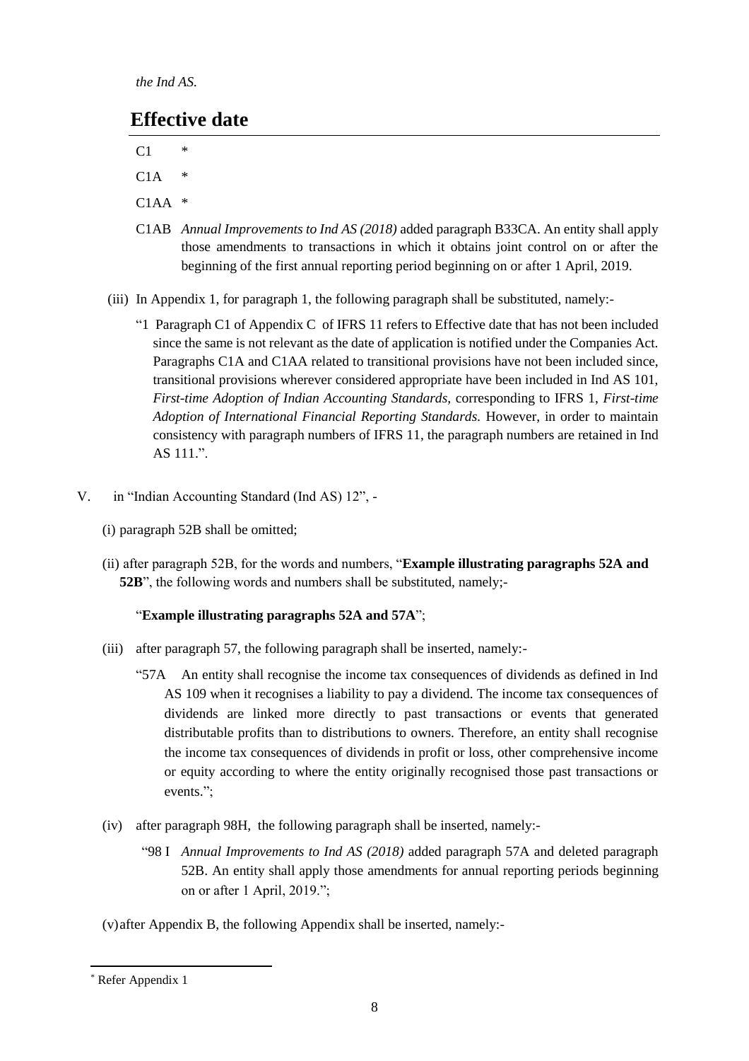*the Ind AS.*

## Effective date

C1 *

C1A *

C1AA *

C1AB *Annual Improvements to Ind AS (2018)* added paragraph B33CA. An entity shall apply those amendments to transactions in which it obtains joint control on or after the beginning of the first annual reporting period beginning on or after 1 April, 2019.

(iii) In Appendix 1, for paragraph 1, the following paragraph shall be substituted, namely:-

"1 Paragraph C1 of Appendix C of IFRS 11 refers to Effective date that has not been included since the same is not relevant as the date of application is notified under the Companies Act. Paragraphs C1A and C1AA related to transitional provisions have not been included since, transitional provisions wherever considered appropriate have been included in Ind AS 101, *First-time Adoption of Indian Accounting Standards,* corresponding to IFRS 1, *First-time Adoption of International Financial Reporting Standards.* However, in order to maintain consistency with paragraph numbers of IFRS 11, the paragraph numbers are retained in Ind AS 111.".

V. in "Indian Accounting Standard (Ind AS) 12", -

(i) paragraph 52B shall be omitted;

(ii) after paragraph 52B, for the words and numbers, "**Example illustrating paragraphs 52A and 52B**", the following words and numbers shall be substituted, namely;-

"**Example illustrating paragraphs 52A and 57A**";

(iii) after paragraph 57, the following paragraph shall be inserted, namely:-

"57A An entity shall recognise the income tax consequences of dividends as defined in Ind AS 109 when it recognises a liability to pay a dividend. The income tax consequences of dividends are linked more directly to past transactions or events that generated distributable profits than to distributions to owners. Therefore, an entity shall recognise the income tax consequences of dividends in profit or loss, other comprehensive income or equity according to where the entity originally recognised those past transactions or events.";

(iv) after paragraph 98H, the following paragraph shall be inserted, namely:-

"98 I *Annual Improvements to Ind AS (2018)* added paragraph 57A and deleted paragraph 52B. An entity shall apply those amendments for annual reporting periods beginning on or after 1 April, 2019.";

(v) after Appendix B, the following Appendix shall be inserted, namely:-

* Refer Appendix 1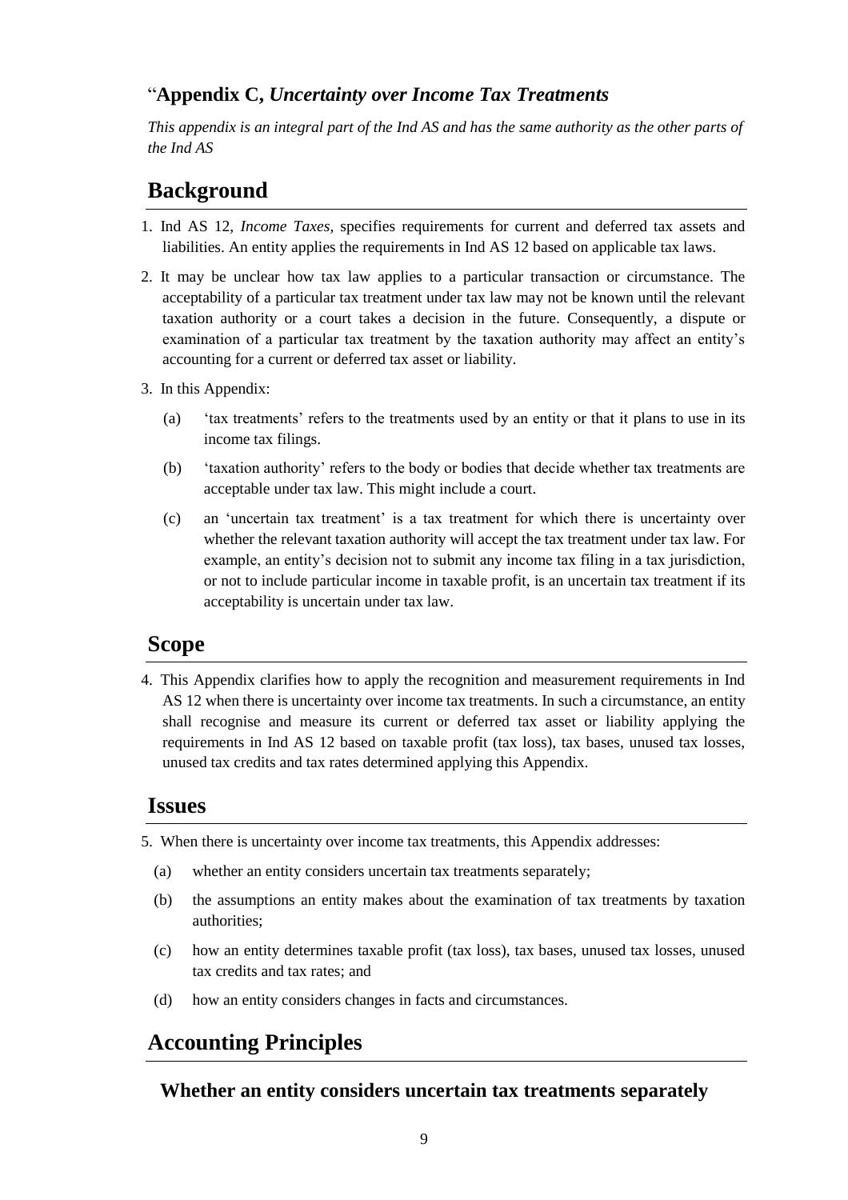"**Appendix C, *Uncertainty over Income Tax Treatments***

*This appendix is an integral part of the Ind AS and has the same authority as the other parts of the Ind AS*

## Background

1. Ind AS 12, *Income Taxes,* specifies requirements for current and deferred tax assets and liabilities. An entity applies the requirements in Ind AS 12 based on applicable tax laws.

2. It may be unclear how tax law applies to a particular transaction or circumstance. The acceptability of a particular tax treatment under tax law may not be known until the relevant taxation authority or a court takes a decision in the future. Consequently, a dispute or examination of a particular tax treatment by the taxation authority may affect an entity's accounting for a current or deferred tax asset or liability.

3. In this Appendix:

   (a) 'tax treatments' refers to the treatments used by an entity or that it plans to use in its income tax filings.

   (b) 'taxation authority' refers to the body or bodies that decide whether tax treatments are acceptable under tax law. This might include a court.

   (c) an 'uncertain tax treatment' is a tax treatment for which there is uncertainty over whether the relevant taxation authority will accept the tax treatment under tax law. For example, an entity's decision not to submit any income tax filing in a tax jurisdiction, or not to include particular income in taxable profit, is an uncertain tax treatment if its acceptability is uncertain under tax law.

## Scope

4. This Appendix clarifies how to apply the recognition and measurement requirements in Ind AS 12 when there is uncertainty over income tax treatments. In such a circumstance, an entity shall recognise and measure its current or deferred tax asset or liability applying the requirements in Ind AS 12 based on taxable profit (tax loss), tax bases, unused tax losses, unused tax credits and tax rates determined applying this Appendix.

## Issues

5. When there is uncertainty over income tax treatments, this Appendix addresses:

   (a) whether an entity considers uncertain tax treatments separately;

   (b) the assumptions an entity makes about the examination of tax treatments by taxation authorities;

   (c) how an entity determines taxable profit (tax loss), tax bases, unused tax losses, unused tax credits and tax rates; and

   (d) how an entity considers changes in facts and circumstances.

## Accounting Principles

### Whether an entity considers uncertain tax treatments separately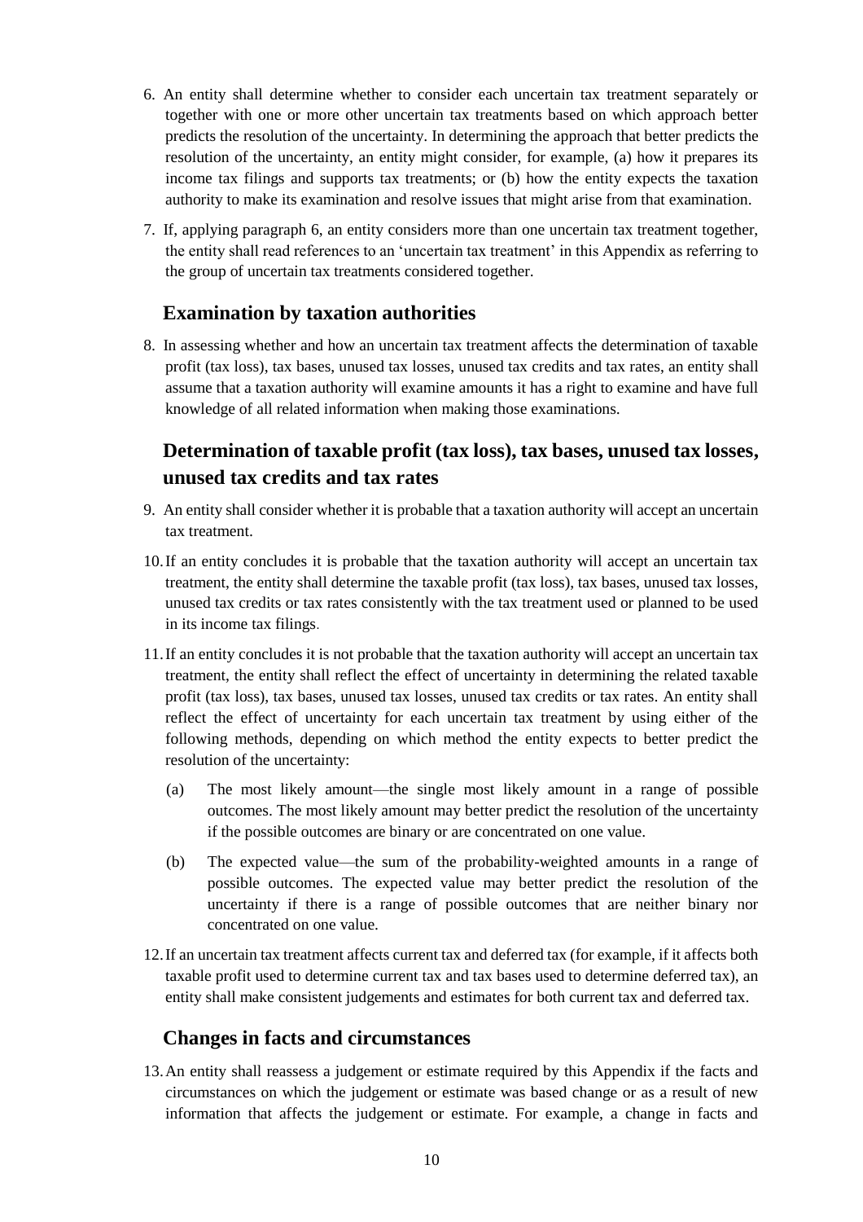6. An entity shall determine whether to consider each uncertain tax treatment separately or together with one or more other uncertain tax treatments based on which approach better predicts the resolution of the uncertainty. In determining the approach that better predicts the resolution of the uncertainty, an entity might consider, for example, (a) how it prepares its income tax filings and supports tax treatments; or (b) how the entity expects the taxation authority to make its examination and resolve issues that might arise from that examination.

7. If, applying paragraph 6, an entity considers more than one uncertain tax treatment together, the entity shall read references to an 'uncertain tax treatment' in this Appendix as referring to the group of uncertain tax treatments considered together.

## Examination by taxation authorities

8. In assessing whether and how an uncertain tax treatment affects the determination of taxable profit (tax loss), tax bases, unused tax losses, unused tax credits and tax rates, an entity shall assume that a taxation authority will examine amounts it has a right to examine and have full knowledge of all related information when making those examinations.

## Determination of taxable profit (tax loss), tax bases, unused tax losses, unused tax credits and tax rates

9. An entity shall consider whether it is probable that a taxation authority will accept an uncertain tax treatment.

10. If an entity concludes it is probable that the taxation authority will accept an uncertain tax treatment, the entity shall determine the taxable profit (tax loss), tax bases, unused tax losses, unused tax credits or tax rates consistently with the tax treatment used or planned to be used in its income tax filings.

11. If an entity concludes it is not probable that the taxation authority will accept an uncertain tax treatment, the entity shall reflect the effect of uncertainty in determining the related taxable profit (tax loss), tax bases, unused tax losses, unused tax credits or tax rates. An entity shall reflect the effect of uncertainty for each uncertain tax treatment by using either of the following methods, depending on which method the entity expects to better predict the resolution of the uncertainty:

    (a) The most likely amount—the single most likely amount in a range of possible outcomes. The most likely amount may better predict the resolution of the uncertainty if the possible outcomes are binary or are concentrated on one value.

    (b) The expected value—the sum of the probability-weighted amounts in a range of possible outcomes. The expected value may better predict the resolution of the uncertainty if there is a range of possible outcomes that are neither binary nor concentrated on one value.

12. If an uncertain tax treatment affects current tax and deferred tax (for example, if it affects both taxable profit used to determine current tax and tax bases used to determine deferred tax), an entity shall make consistent judgements and estimates for both current tax and deferred tax.

## Changes in facts and circumstances

13. An entity shall reassess a judgement or estimate required by this Appendix if the facts and circumstances on which the judgement or estimate was based change or as a result of new information that affects the judgement or estimate. For example, a change in facts and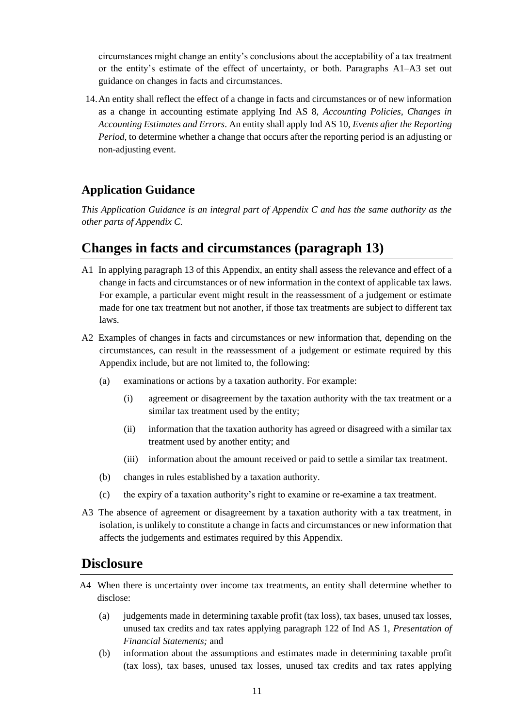circumstances might change an entity's conclusions about the acceptability of a tax treatment or the entity's estimate of the effect of uncertainty, or both. Paragraphs A1–A3 set out guidance on changes in facts and circumstances.

14. An entity shall reflect the effect of a change in facts and circumstances or of new information as a change in accounting estimate applying Ind AS 8, *Accounting Policies, Changes in Accounting Estimates and Errors*. An entity shall apply Ind AS 10, *Events after the Reporting Period,* to determine whether a change that occurs after the reporting period is an adjusting or non-adjusting event.

### Application Guidance

*This Application Guidance is an integral part of Appendix C and has the same authority as the other parts of Appendix C.*

## Changes in facts and circumstances (paragraph 13)

A1 In applying paragraph 13 of this Appendix, an entity shall assess the relevance and effect of a change in facts and circumstances or of new information in the context of applicable tax laws. For example, a particular event might result in the reassessment of a judgement or estimate made for one tax treatment but not another, if those tax treatments are subject to different tax laws.

A2 Examples of changes in facts and circumstances or new information that, depending on the circumstances, can result in the reassessment of a judgement or estimate required by this Appendix include, but are not limited to, the following:

- (a) examinations or actions by a taxation authority. For example:
  - (i) agreement or disagreement by the taxation authority with the tax treatment or a similar tax treatment used by the entity;
  - (ii) information that the taxation authority has agreed or disagreed with a similar tax treatment used by another entity; and
  - (iii) information about the amount received or paid to settle a similar tax treatment.
- (b) changes in rules established by a taxation authority.
- (c) the expiry of a taxation authority's right to examine or re-examine a tax treatment.

A3 The absence of agreement or disagreement by a taxation authority with a tax treatment, in isolation, is unlikely to constitute a change in facts and circumstances or new information that affects the judgements and estimates required by this Appendix.

## Disclosure

A4 When there is uncertainty over income tax treatments, an entity shall determine whether to disclose:

- (a) judgements made in determining taxable profit (tax loss), tax bases, unused tax losses, unused tax credits and tax rates applying paragraph 122 of Ind AS 1, *Presentation of Financial Statements;* and
- (b) information about the assumptions and estimates made in determining taxable profit (tax loss), tax bases, unused tax losses, unused tax credits and tax rates applying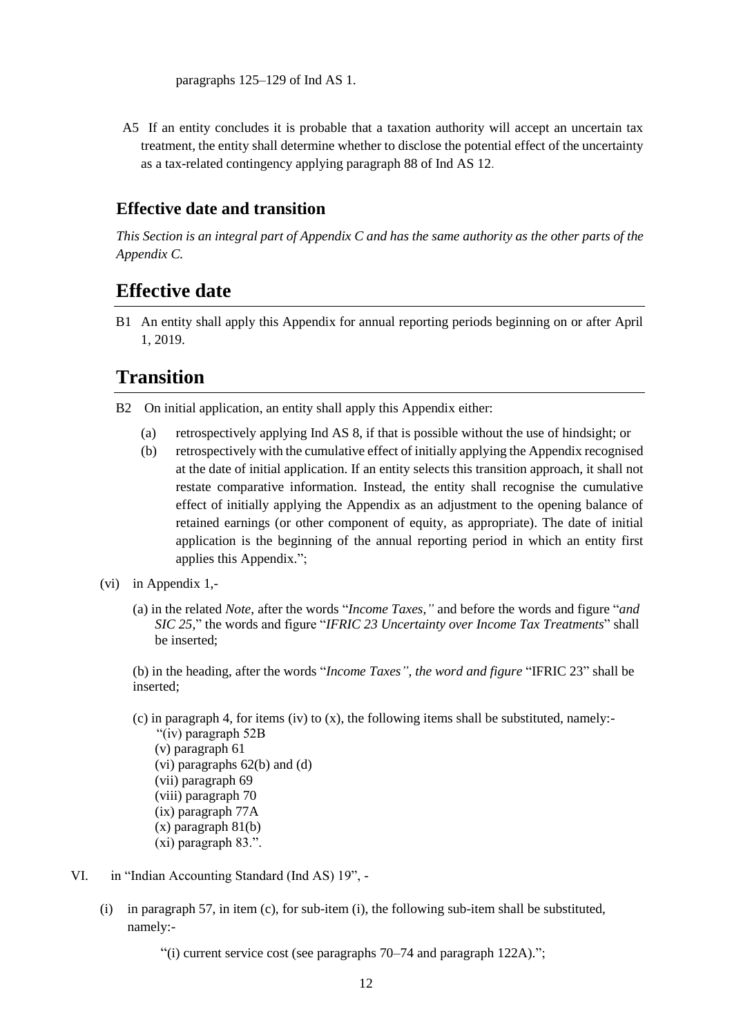paragraphs 125–129 of Ind AS 1.

A5 If an entity concludes it is probable that a taxation authority will accept an uncertain tax treatment, the entity shall determine whether to disclose the potential effect of the uncertainty as a tax-related contingency applying paragraph 88 of Ind AS 12.

### Effective date and transition

*This Section is an integral part of Appendix C and has the same authority as the other parts of the Appendix C.*

## Effective date

B1 An entity shall apply this Appendix for annual reporting periods beginning on or after April 1, 2019.

## Transition

B2 On initial application, an entity shall apply this Appendix either:

(a) retrospectively applying Ind AS 8, if that is possible without the use of hindsight; or

(b) retrospectively with the cumulative effect of initially applying the Appendix recognised at the date of initial application. If an entity selects this transition approach, it shall not restate comparative information. Instead, the entity shall recognise the cumulative effect of initially applying the Appendix as an adjustment to the opening balance of retained earnings (or other component of equity, as appropriate). The date of initial application is the beginning of the annual reporting period in which an entity first applies this Appendix.";

(vi) in Appendix 1,-

(a) in the related *Note*, after the words "*Income Taxes,"* and before the words and figure "*and SIC 25*," the words and figure "*IFRIC 23 Uncertainty over Income Tax Treatments*" shall be inserted;

(b) in the heading, after the words "*Income Taxes", the word and figure* "IFRIC 23" shall be inserted;

(c) in paragraph 4, for items (iv) to (x), the following items shall be substituted, namely:-
"(iv) paragraph 52B
(v) paragraph 61
(vi) paragraphs 62(b) and (d)
(vii) paragraph 69
(viii) paragraph 70
(ix) paragraph 77A
(x) paragraph 81(b)
(xi) paragraph 83.".

VI. in "Indian Accounting Standard (Ind AS) 19", -

(i) in paragraph 57, in item (c), for sub-item (i), the following sub-item shall be substituted, namely:-

"(i) current service cost (see paragraphs 70–74 and paragraph 122A).";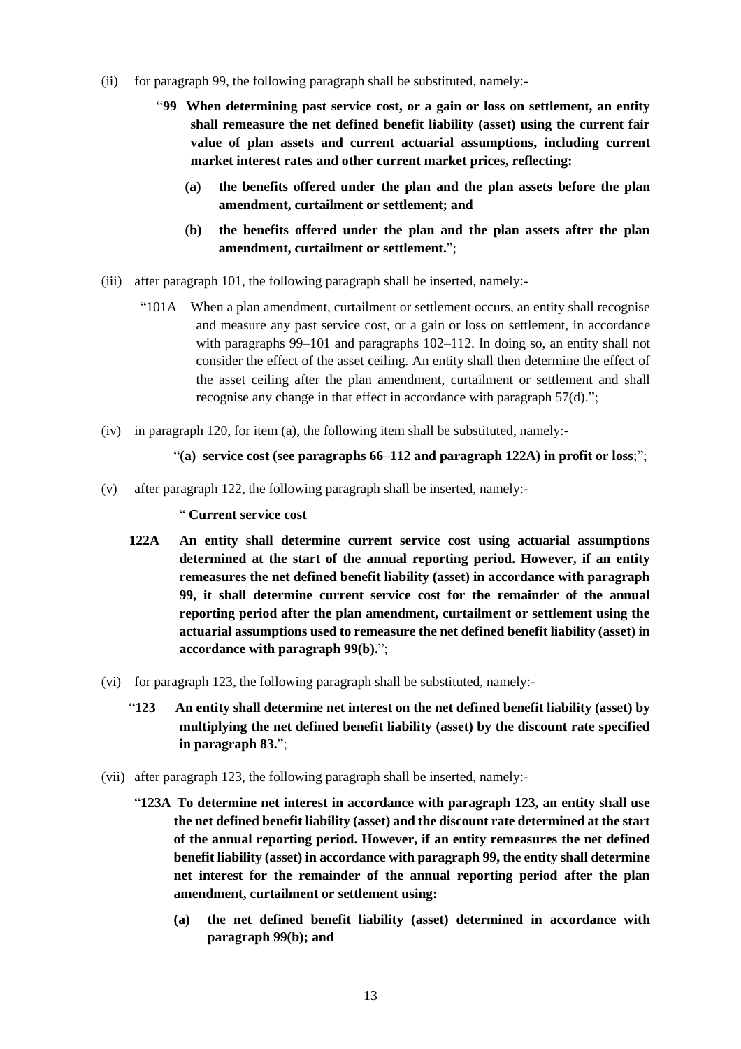(ii) for paragraph 99, the following paragraph shall be substituted, namely:-

> "**99 When determining past service cost, or a gain or loss on settlement, an entity shall remeasure the net defined benefit liability (asset) using the current fair value of plan assets and current actuarial assumptions, including current market interest rates and other current market prices, reflecting:**
>
> **(a) the benefits offered under the plan and the plan assets before the plan amendment, curtailment or settlement; and**
>
> **(b) the benefits offered under the plan and the plan assets after the plan amendment, curtailment or settlement.**";

(iii) after paragraph 101, the following paragraph shall be inserted, namely:-

> "101A When a plan amendment, curtailment or settlement occurs, an entity shall recognise and measure any past service cost, or a gain or loss on settlement, in accordance with paragraphs 99–101 and paragraphs 102–112. In doing so, an entity shall not consider the effect of the asset ceiling. An entity shall then determine the effect of the asset ceiling after the plan amendment, curtailment or settlement and shall recognise any change in that effect in accordance with paragraph 57(d).";

(iv) in paragraph 120, for item (a), the following item shall be substituted, namely:-

> "**(a) service cost (see paragraphs 66–112 and paragraph 122A) in profit or loss**;";

(v) after paragraph 122, the following paragraph shall be inserted, namely:-

> " **Current service cost**
>
> **122A An entity shall determine current service cost using actuarial assumptions determined at the start of the annual reporting period. However, if an entity remeasures the net defined benefit liability (asset) in accordance with paragraph 99, it shall determine current service cost for the remainder of the annual reporting period after the plan amendment, curtailment or settlement using the actuarial assumptions used to remeasure the net defined benefit liability (asset) in accordance with paragraph 99(b).**";

(vi) for paragraph 123, the following paragraph shall be substituted, namely:-

> "**123 An entity shall determine net interest on the net defined benefit liability (asset) by multiplying the net defined benefit liability (asset) by the discount rate specified in paragraph 83.**";

(vii) after paragraph 123, the following paragraph shall be inserted, namely:-

> "**123A To determine net interest in accordance with paragraph 123, an entity shall use the net defined benefit liability (asset) and the discount rate determined at the start of the annual reporting period. However, if an entity remeasures the net defined benefit liability (asset) in accordance with paragraph 99, the entity shall determine net interest for the remainder of the annual reporting period after the plan amendment, curtailment or settlement using:**
>
> **(a) the net defined benefit liability (asset) determined in accordance with paragraph 99(b); and**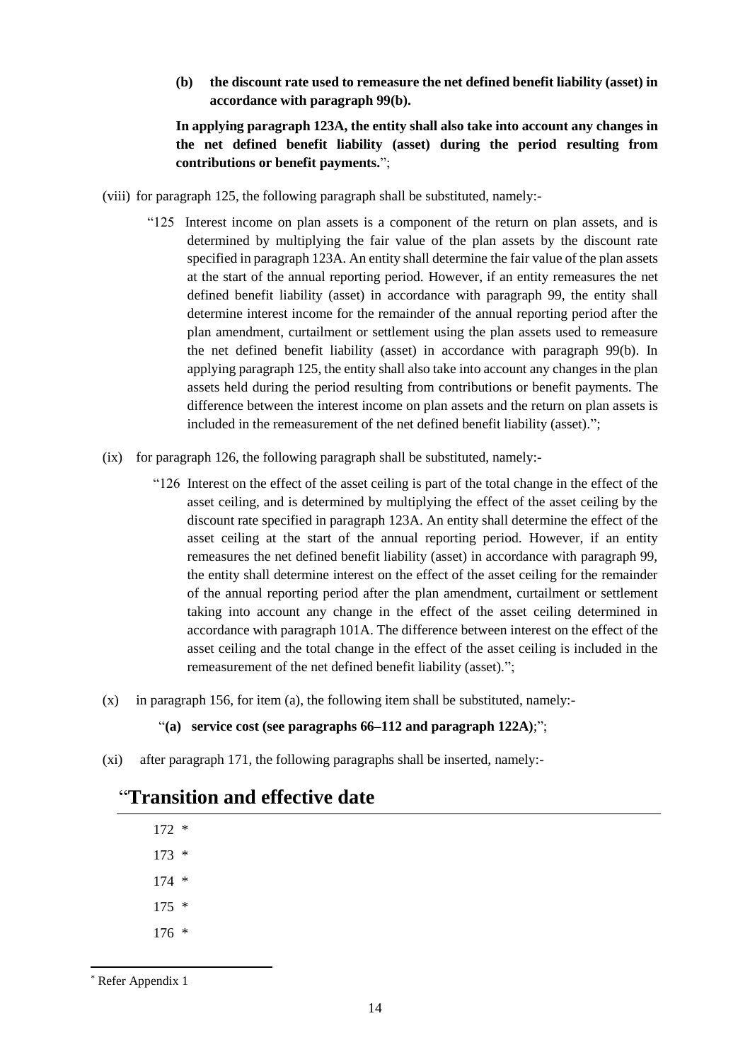**(b) the discount rate used to remeasure the net defined benefit liability (asset) in accordance with paragraph 99(b).**

**In applying paragraph 123A, the entity shall also take into account any changes in the net defined benefit liability (asset) during the period resulting from contributions or benefit payments.**";

(viii) for paragraph 125, the following paragraph shall be substituted, namely:-

"125 Interest income on plan assets is a component of the return on plan assets, and is determined by multiplying the fair value of the plan assets by the discount rate specified in paragraph 123A. An entity shall determine the fair value of the plan assets at the start of the annual reporting period. However, if an entity remeasures the net defined benefit liability (asset) in accordance with paragraph 99, the entity shall determine interest income for the remainder of the annual reporting period after the plan amendment, curtailment or settlement using the plan assets used to remeasure the net defined benefit liability (asset) in accordance with paragraph 99(b). In applying paragraph 125, the entity shall also take into account any changes in the plan assets held during the period resulting from contributions or benefit payments. The difference between the interest income on plan assets and the return on plan assets is included in the remeasurement of the net defined benefit liability (asset).";

(ix) for paragraph 126, the following paragraph shall be substituted, namely:-

"126 Interest on the effect of the asset ceiling is part of the total change in the effect of the asset ceiling, and is determined by multiplying the effect of the asset ceiling by the discount rate specified in paragraph 123A. An entity shall determine the effect of the asset ceiling at the start of the annual reporting period. However, if an entity remeasures the net defined benefit liability (asset) in accordance with paragraph 99, the entity shall determine interest on the effect of the asset ceiling for the remainder of the annual reporting period after the plan amendment, curtailment or settlement taking into account any change in the effect of the asset ceiling determined in accordance with paragraph 101A. The difference between interest on the effect of the asset ceiling and the total change in the effect of the asset ceiling is included in the remeasurement of the net defined benefit liability (asset).";

(x) in paragraph 156, for item (a), the following item shall be substituted, namely:-

"**(a) service cost (see paragraphs 66–112 and paragraph 122A)**;";

(xi) after paragraph 171, the following paragraphs shall be inserted, namely:-

## "Transition and effective date

172 *

173 *

174 *

175 *

176 *

* Refer Appendix 1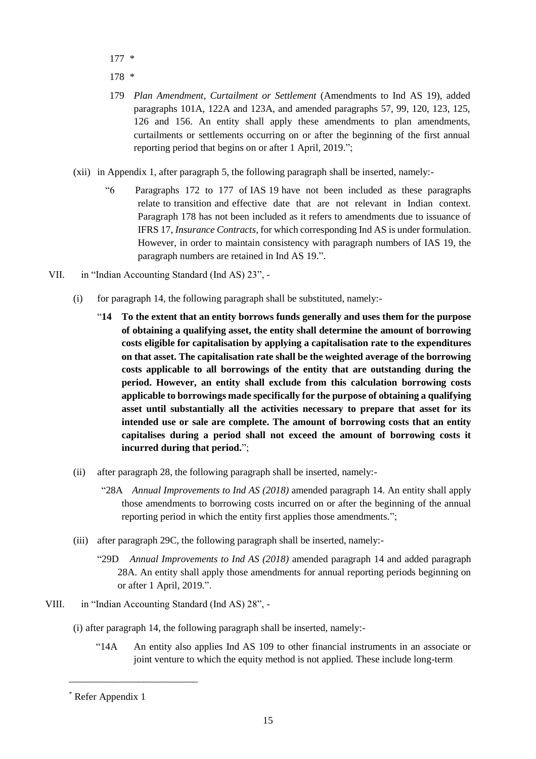177 *

178 *

179 *Plan Amendment, Curtailment or Settlement* (Amendments to Ind AS 19), added paragraphs 101A, 122A and 123A, and amended paragraphs 57, 99, 120, 123, 125, 126 and 156. An entity shall apply these amendments to plan amendments, curtailments or settlements occurring on or after the beginning of the first annual reporting period that begins on or after 1 April, 2019.";

(xii) in Appendix 1, after paragraph 5, the following paragraph shall be inserted, namely:-

"6 Paragraphs 172 to 177 of IAS 19 have not been included as these paragraphs relate to transition and effective date that are not relevant in Indian context. Paragraph 178 has not been included as it refers to amendments due to issuance of IFRS 17, *Insurance Contracts*, for which corresponding Ind AS is under formulation. However, in order to maintain consistency with paragraph numbers of IAS 19, the paragraph numbers are retained in Ind AS 19.".

VII. in "Indian Accounting Standard (Ind AS) 23", -

(i) for paragraph 14, the following paragraph shall be substituted, namely:-

"**14 To the extent that an entity borrows funds generally and uses them for the purpose of obtaining a qualifying asset, the entity shall determine the amount of borrowing costs eligible for capitalisation by applying a capitalisation rate to the expenditures on that asset. The capitalisation rate shall be the weighted average of the borrowing costs applicable to all borrowings of the entity that are outstanding during the period. However, an entity shall exclude from this calculation borrowing costs applicable to borrowings made specifically for the purpose of obtaining a qualifying asset until substantially all the activities necessary to prepare that asset for its intended use or sale are complete. The amount of borrowing costs that an entity capitalises during a period shall not exceed the amount of borrowing costs it incurred during that period.**";

(ii) after paragraph 28, the following paragraph shall be inserted, namely:-

"28A *Annual Improvements to Ind AS (2018)* amended paragraph 14. An entity shall apply those amendments to borrowing costs incurred on or after the beginning of the annual reporting period in which the entity first applies those amendments.";

(iii) after paragraph 29C, the following paragraph shall be inserted, namely:-

"29D *Annual Improvements to Ind AS (2018)* amended paragraph 14 and added paragraph 28A. An entity shall apply those amendments for annual reporting periods beginning on or after 1 April, 2019.".

VIII. in "Indian Accounting Standard (Ind AS) 28", -

(i) after paragraph 14, the following paragraph shall be inserted, namely:-

"14A An entity also applies Ind AS 109 to other financial instruments in an associate or joint venture to which the equity method is not applied. These include long-term

---

* Refer Appendix 1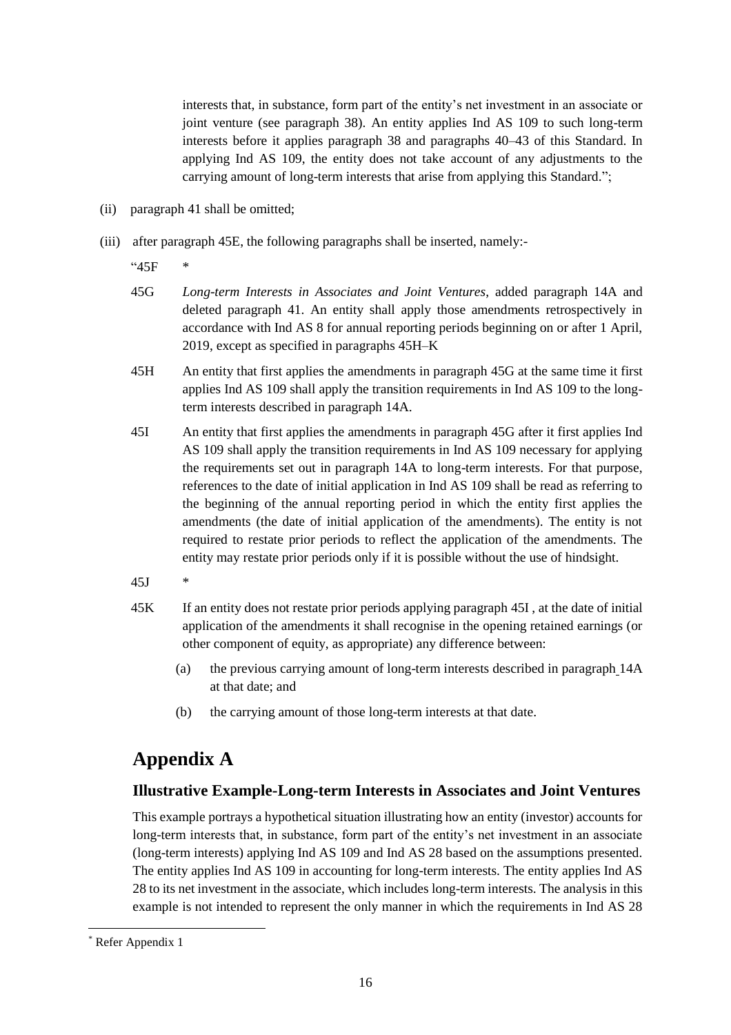interests that, in substance, form part of the entity's net investment in an associate or joint venture (see paragraph 38). An entity applies Ind AS 109 to such long-term interests before it applies paragraph 38 and paragraphs 40–43 of this Standard. In applying Ind AS 109, the entity does not take account of any adjustments to the carrying amount of long-term interests that arise from applying this Standard.";

(ii) paragraph 41 shall be omitted;

(iii) after paragraph 45E, the following paragraphs shall be inserted, namely:-

"45F *

45G *Long-term Interests in Associates and Joint Ventures*, added paragraph 14A and deleted paragraph 41. An entity shall apply those amendments retrospectively in accordance with Ind AS 8 for annual reporting periods beginning on or after 1 April, 2019, except as specified in paragraphs 45H–K

45H An entity that first applies the amendments in paragraph 45G at the same time it first applies Ind AS 109 shall apply the transition requirements in Ind AS 109 to the long-term interests described in paragraph 14A.

45I An entity that first applies the amendments in paragraph 45G after it first applies Ind AS 109 shall apply the transition requirements in Ind AS 109 necessary for applying the requirements set out in paragraph 14A to long-term interests. For that purpose, references to the date of initial application in Ind AS 109 shall be read as referring to the beginning of the annual reporting period in which the entity first applies the amendments (the date of initial application of the amendments). The entity is not required to restate prior periods to reflect the application of the amendments. The entity may restate prior periods only if it is possible without the use of hindsight.

45J *

45K If an entity does not restate prior periods applying paragraph 45I , at the date of initial application of the amendments it shall recognise in the opening retained earnings (or other component of equity, as appropriate) any difference between:

(a) the previous carrying amount of long-term interests described in paragraph 14A at that date; and

(b) the carrying amount of those long-term interests at that date.

# Appendix A

### Illustrative Example-Long-term Interests in Associates and Joint Ventures

This example portrays a hypothetical situation illustrating how an entity (investor) accounts for long-term interests that, in substance, form part of the entity's net investment in an associate (long-term interests) applying Ind AS 109 and Ind AS 28 based on the assumptions presented. The entity applies Ind AS 109 in accounting for long-term interests. The entity applies Ind AS 28 to its net investment in the associate, which includes long-term interests. The analysis in this example is not intended to represent the only manner in which the requirements in Ind AS 28

* Refer Appendix 1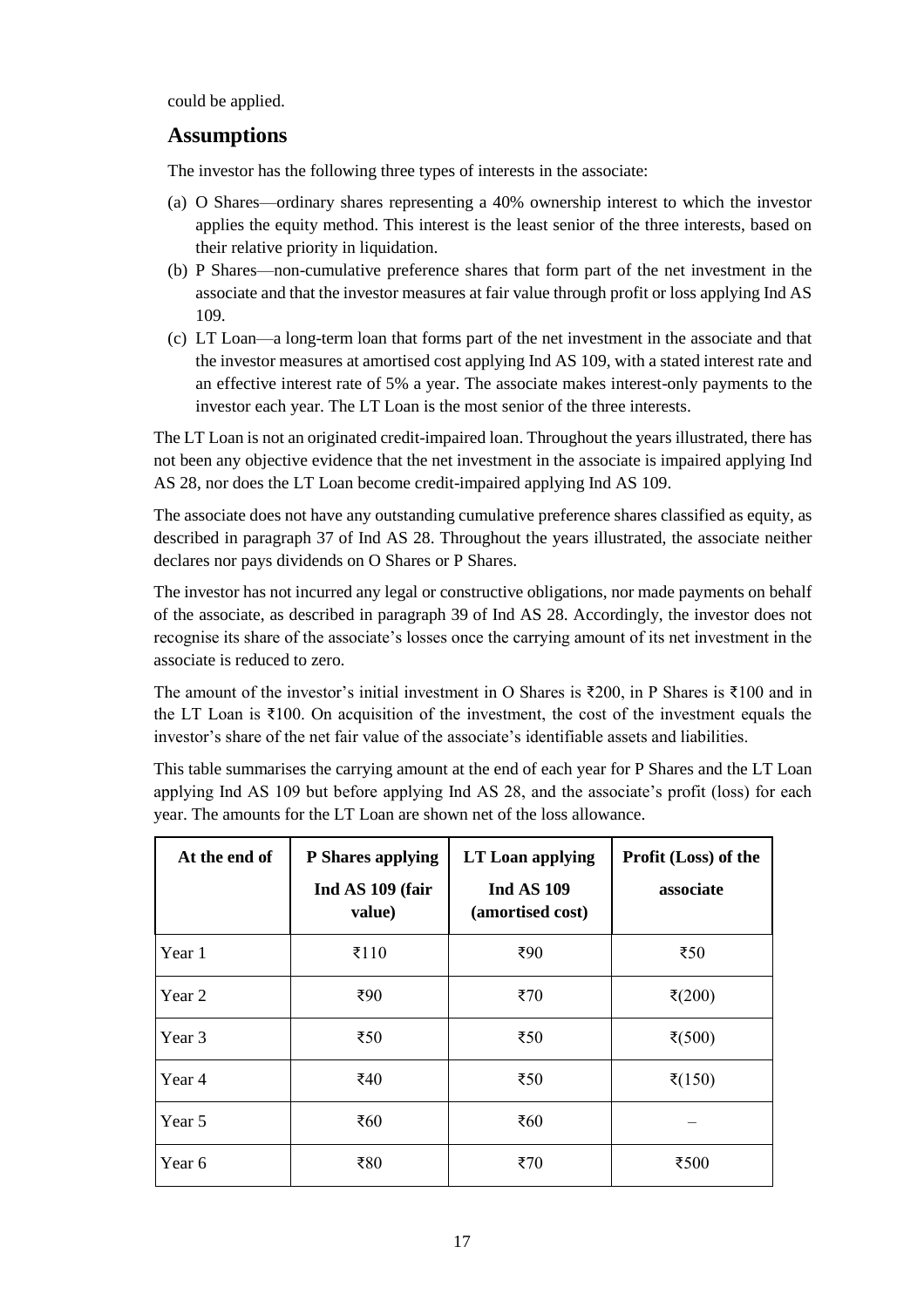could be applied.

## Assumptions

The investor has the following three types of interests in the associate:

(a) O Shares—ordinary shares representing a 40% ownership interest to which the investor applies the equity method. This interest is the least senior of the three interests, based on their relative priority in liquidation.

(b) P Shares—non-cumulative preference shares that form part of the net investment in the associate and that the investor measures at fair value through profit or loss applying Ind AS 109.

(c) LT Loan—a long-term loan that forms part of the net investment in the associate and that the investor measures at amortised cost applying Ind AS 109, with a stated interest rate and an effective interest rate of 5% a year. The associate makes interest-only payments to the investor each year. The LT Loan is the most senior of the three interests.

The LT Loan is not an originated credit-impaired loan. Throughout the years illustrated, there has not been any objective evidence that the net investment in the associate is impaired applying Ind AS 28, nor does the LT Loan become credit-impaired applying Ind AS 109.

The associate does not have any outstanding cumulative preference shares classified as equity, as described in paragraph 37 of Ind AS 28. Throughout the years illustrated, the associate neither declares nor pays dividends on O Shares or P Shares.

The investor has not incurred any legal or constructive obligations, nor made payments on behalf of the associate, as described in paragraph 39 of Ind AS 28. Accordingly, the investor does not recognise its share of the associate's losses once the carrying amount of its net investment in the associate is reduced to zero.

The amount of the investor's initial investment in O Shares is ₹200, in P Shares is ₹100 and in the LT Loan is ₹100. On acquisition of the investment, the cost of the investment equals the investor's share of the net fair value of the associate's identifiable assets and liabilities.

This table summarises the carrying amount at the end of each year for P Shares and the LT Loan applying Ind AS 109 but before applying Ind AS 28, and the associate's profit (loss) for each year. The amounts for the LT Loan are shown net of the loss allowance.

| At the end of | P Shares applying Ind AS 109 (fair value) | LT Loan applying Ind AS 109 (amortised cost) | Profit (Loss) of the associate |
|---|---|---|---|
| Year 1 | ₹110 | ₹90 | ₹50 |
| Year 2 | ₹90 | ₹70 | ₹(200) |
| Year 3 | ₹50 | ₹50 | ₹(500) |
| Year 4 | ₹40 | ₹50 | ₹(150) |
| Year 5 | ₹60 | ₹60 | – |
| Year 6 | ₹80 | ₹70 | ₹500 |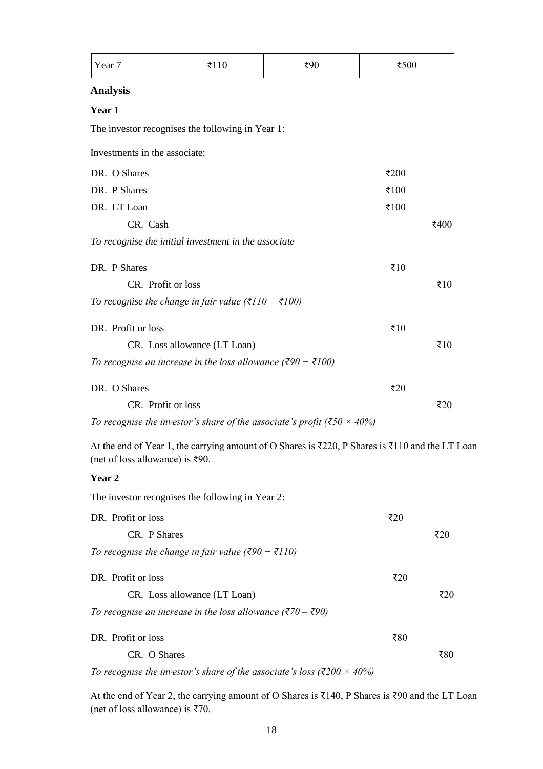| Year 7 | ₹110 | ₹90 | ₹500 |
|---|---|---|---|

**Analysis**

**Year 1**

The investor recognises the following in Year 1:

Investments in the associate:

| | Dr | Cr |
|---|---|---|
| DR. O Shares | ₹200 | |
| DR. P Shares | ₹100 | |
| DR. LT Loan | ₹100 | |
| CR. Cash | | ₹400 |

*To recognise the initial investment in the associate*

| | Dr | Cr |
|---|---|---|
| DR. P Shares | ₹10 | |
| CR. Profit or loss | | ₹10 |

*To recognise the change in fair value (₹110 − ₹100)*

| | Dr | Cr |
|---|---|---|
| DR. Profit or loss | ₹10 | |
| CR. Loss allowance (LT Loan) | | ₹10 |

*To recognise an increase in the loss allowance (₹90 − ₹100)*

| | Dr | Cr |
|---|---|---|
| DR. O Shares | ₹20 | |
| CR. Profit or loss | | ₹20 |

*To recognise the investor's share of the associate's profit (₹50 × 40%)*

At the end of Year 1, the carrying amount of O Shares is ₹220, P Shares is ₹110 and the LT Loan (net of loss allowance) is ₹90.

**Year 2**

The investor recognises the following in Year 2:

| | Dr | Cr |
|---|---|---|
| DR. Profit or loss | ₹20 | |
| CR. P Shares | | ₹20 |

*To recognise the change in fair value (₹90 − ₹110)*

| | Dr | Cr |
|---|---|---|
| DR. Profit or loss | ₹20 | |
| CR. Loss allowance (LT Loan) | | ₹20 |

*To recognise an increase in the loss allowance (₹70 – ₹90)*

| | Dr | Cr |
|---|---|---|
| DR. Profit or loss | ₹80 | |
| CR. O Shares | | ₹80 |

*To recognise the investor's share of the associate's loss (₹200 × 40%)*

At the end of Year 2, the carrying amount of O Shares is ₹140, P Shares is ₹90 and the LT Loan (net of loss allowance) is ₹70.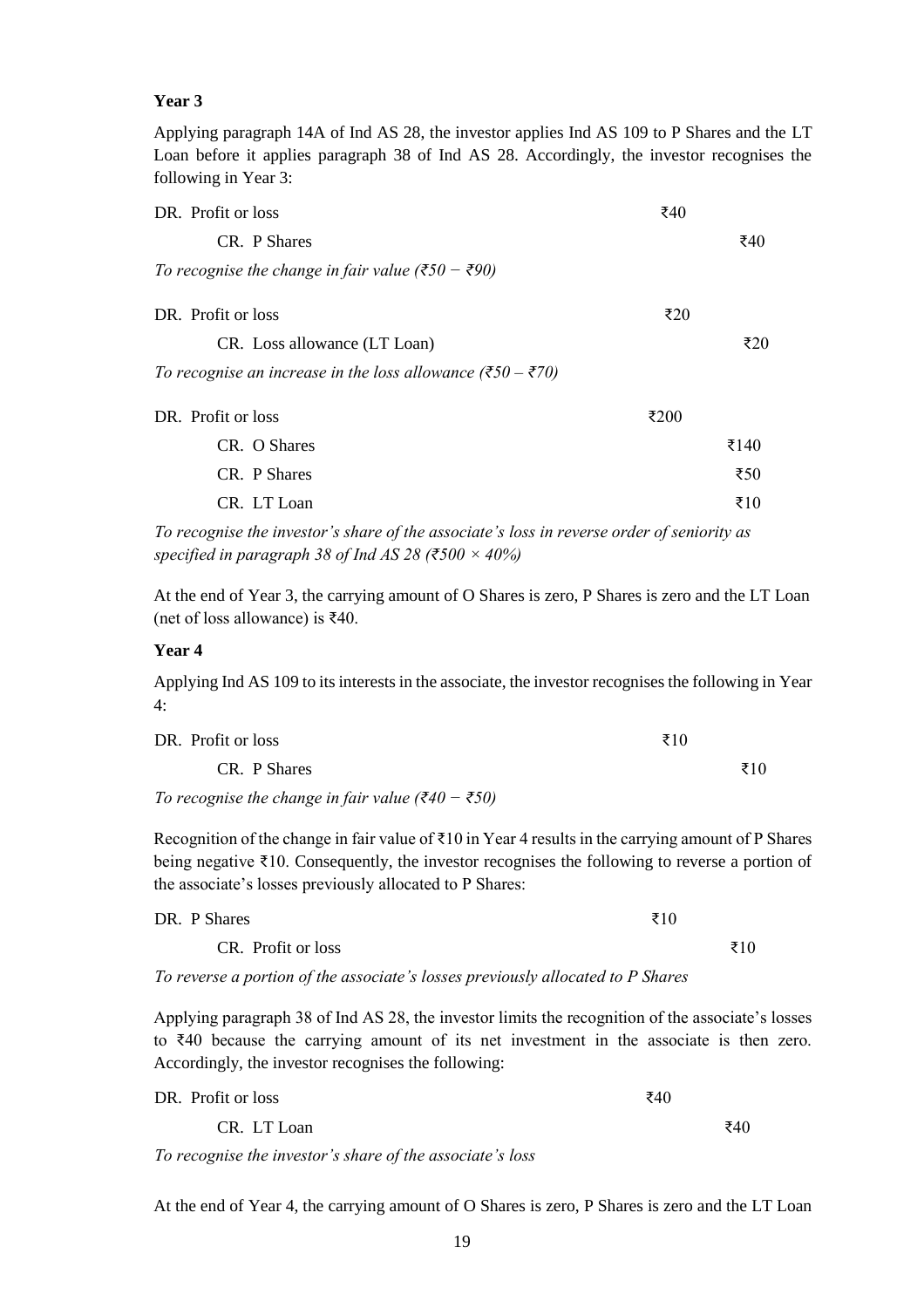**Year 3**

Applying paragraph 14A of Ind AS 28, the investor applies Ind AS 109 to P Shares and the LT Loan before it applies paragraph 38 of Ind AS 28. Accordingly, the investor recognises the following in Year 3:

| | | |
|---|---|---|
| DR. Profit or loss | ₹40 | |
| CR. P Shares | | ₹40 |

*To recognise the change in fair value (₹50 − ₹90)*

| | | |
|---|---|---|
| DR. Profit or loss | ₹20 | |
| CR. Loss allowance (LT Loan) | | ₹20 |

*To recognise an increase in the loss allowance (₹50 – ₹70)*

| | | |
|---|---|---|
| DR. Profit or loss | ₹200 | |
| CR. O Shares | | ₹140 |
| CR. P Shares | | ₹50 |
| CR. LT Loan | | ₹10 |

*To recognise the investor's share of the associate's loss in reverse order of seniority as specified in paragraph 38 of Ind AS 28 (₹500 × 40%)*

At the end of Year 3, the carrying amount of O Shares is zero, P Shares is zero and the LT Loan (net of loss allowance) is ₹40.

**Year 4**

Applying Ind AS 109 to its interests in the associate, the investor recognises the following in Year 4:

| | | |
|---|---|---|
| DR. Profit or loss | ₹10 | |
| CR. P Shares | | ₹10 |

*To recognise the change in fair value (₹40 − ₹50)*

Recognition of the change in fair value of ₹10 in Year 4 results in the carrying amount of P Shares being negative ₹10. Consequently, the investor recognises the following to reverse a portion of the associate's losses previously allocated to P Shares:

| | | |
|---|---|---|
| DR. P Shares | ₹10 | |
| CR. Profit or loss | | ₹10 |

*To reverse a portion of the associate's losses previously allocated to P Shares*

Applying paragraph 38 of Ind AS 28, the investor limits the recognition of the associate's losses to ₹40 because the carrying amount of its net investment in the associate is then zero. Accordingly, the investor recognises the following:

| | | |
|---|---|---|
| DR. Profit or loss | ₹40 | |
| CR. LT Loan | | ₹40 |

*To recognise the investor's share of the associate's loss*

At the end of Year 4, the carrying amount of O Shares is zero, P Shares is zero and the LT Loan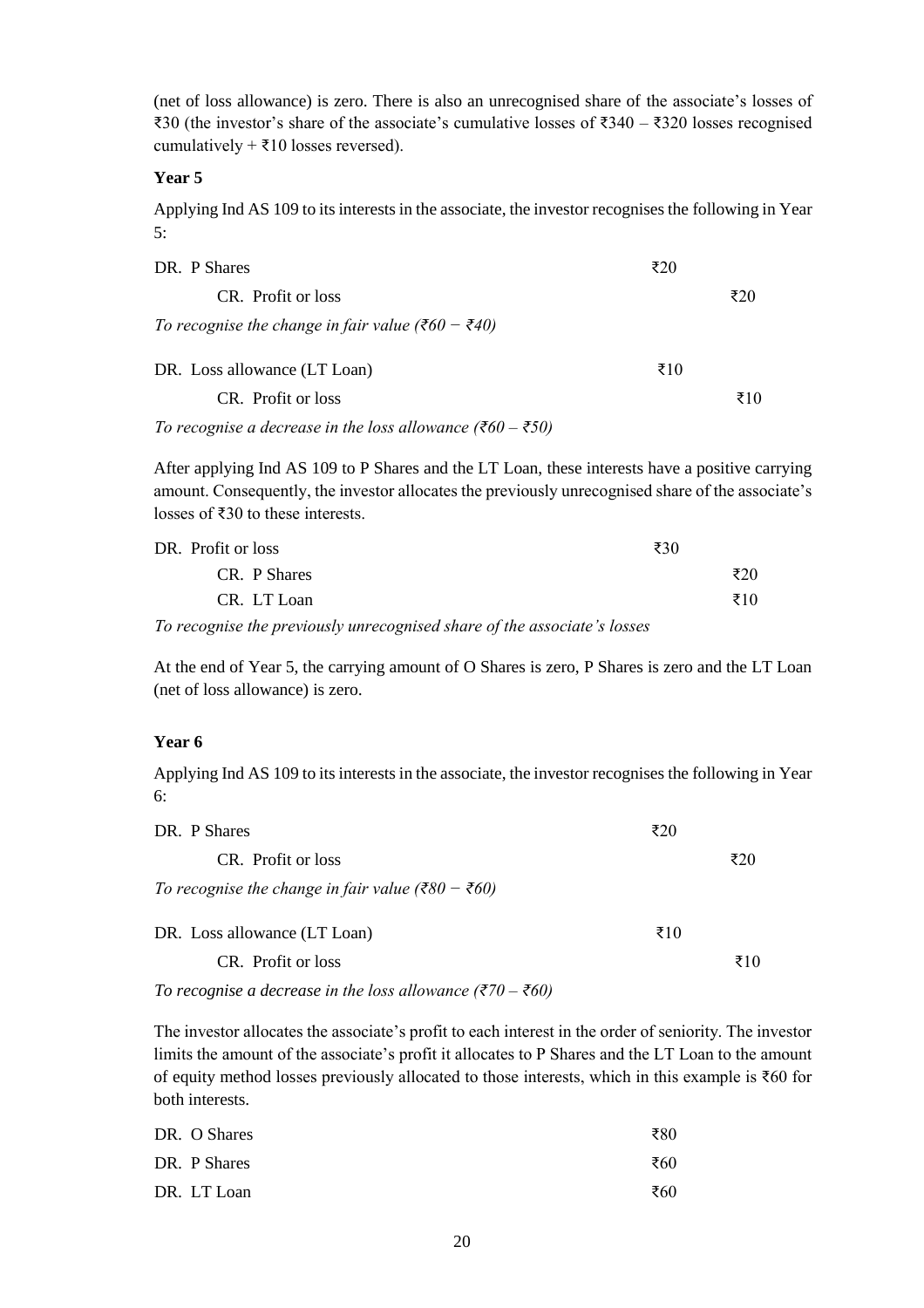(net of loss allowance) is zero. There is also an unrecognised share of the associate's losses of ₹30 (the investor's share of the associate's cumulative losses of ₹340 – ₹320 losses recognised cumulatively + ₹10 losses reversed).

**Year 5**

Applying Ind AS 109 to its interests in the associate, the investor recognises the following in Year 5:

| | | |
|---|---|---|
| DR. P Shares | ₹20 | |
| CR. Profit or loss | | ₹20 |

*To recognise the change in fair value (₹60 − ₹40)*

| | | |
|---|---|---|
| DR. Loss allowance (LT Loan) | ₹10 | |
| CR. Profit or loss | | ₹10 |

*To recognise a decrease in the loss allowance (₹60 – ₹50)*

After applying Ind AS 109 to P Shares and the LT Loan, these interests have a positive carrying amount. Consequently, the investor allocates the previously unrecognised share of the associate's losses of ₹30 to these interests.

| | | |
|---|---|---|
| DR. Profit or loss | ₹30 | |
| CR. P Shares | | ₹20 |
| CR. LT Loan | | ₹10 |

*To recognise the previously unrecognised share of the associate's losses*

At the end of Year 5, the carrying amount of O Shares is zero, P Shares is zero and the LT Loan (net of loss allowance) is zero.

**Year 6**

Applying Ind AS 109 to its interests in the associate, the investor recognises the following in Year 6:

| | | |
|---|---|---|
| DR. P Shares | ₹20 | |
| CR. Profit or loss | | ₹20 |

*To recognise the change in fair value (₹80 − ₹60)*

| | | |
|---|---|---|
| DR. Loss allowance (LT Loan) | ₹10 | |
| CR. Profit or loss | | ₹10 |

*To recognise a decrease in the loss allowance (₹70 – ₹60)*

The investor allocates the associate's profit to each interest in the order of seniority. The investor limits the amount of the associate's profit it allocates to P Shares and the LT Loan to the amount of equity method losses previously allocated to those interests, which in this example is ₹60 for both interests.

| | | |
|---|---|---|
| DR. O Shares | ₹80 | |
| DR. P Shares | ₹60 | |
| DR. LT Loan | ₹60 | |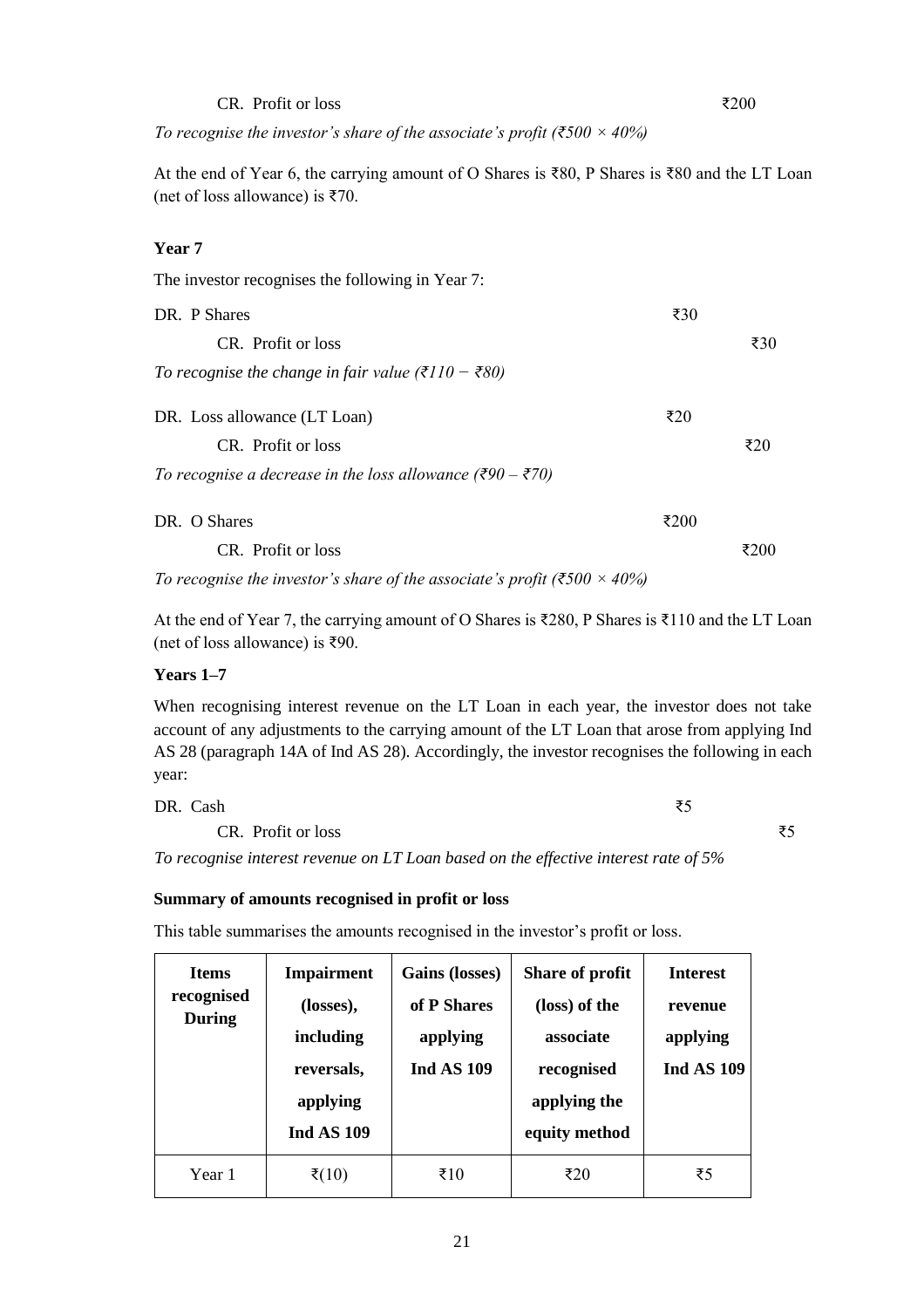CR. Profit or loss ₹200

*To recognise the investor's share of the associate's profit (₹500 × 40%)*

At the end of Year 6, the carrying amount of O Shares is ₹80, P Shares is ₹80 and the LT Loan (net of loss allowance) is ₹70.

**Year 7**

The investor recognises the following in Year 7:

DR. P Shares ₹30

CR. Profit or loss ₹30

*To recognise the change in fair value (₹110 − ₹80)*

DR. Loss allowance (LT Loan) ₹20

CR. Profit or loss ₹20

*To recognise a decrease in the loss allowance (₹90 – ₹70)*

DR. O Shares ₹200

CR. Profit or loss ₹200

*To recognise the investor's share of the associate's profit (₹500 × 40%)*

At the end of Year 7, the carrying amount of O Shares is ₹280, P Shares is ₹110 and the LT Loan (net of loss allowance) is ₹90.

**Years 1–7**

When recognising interest revenue on the LT Loan in each year, the investor does not take account of any adjustments to the carrying amount of the LT Loan that arose from applying Ind AS 28 (paragraph 14A of Ind AS 28). Accordingly, the investor recognises the following in each year:

DR. Cash ₹5

CR. Profit or loss ₹5

*To recognise interest revenue on LT Loan based on the effective interest rate of 5%*

**Summary of amounts recognised in profit or loss**

This table summarises the amounts recognised in the investor's profit or loss.

| Items recognised During | Impairment (losses), including reversals, applying Ind AS 109 | Gains (losses) of P Shares applying Ind AS 109 | Share of profit (loss) of the associate recognised applying the equity method | Interest revenue applying Ind AS 109 |
|---|---|---|---|---|
| Year 1 | ₹(10) | ₹10 | ₹20 | ₹5 |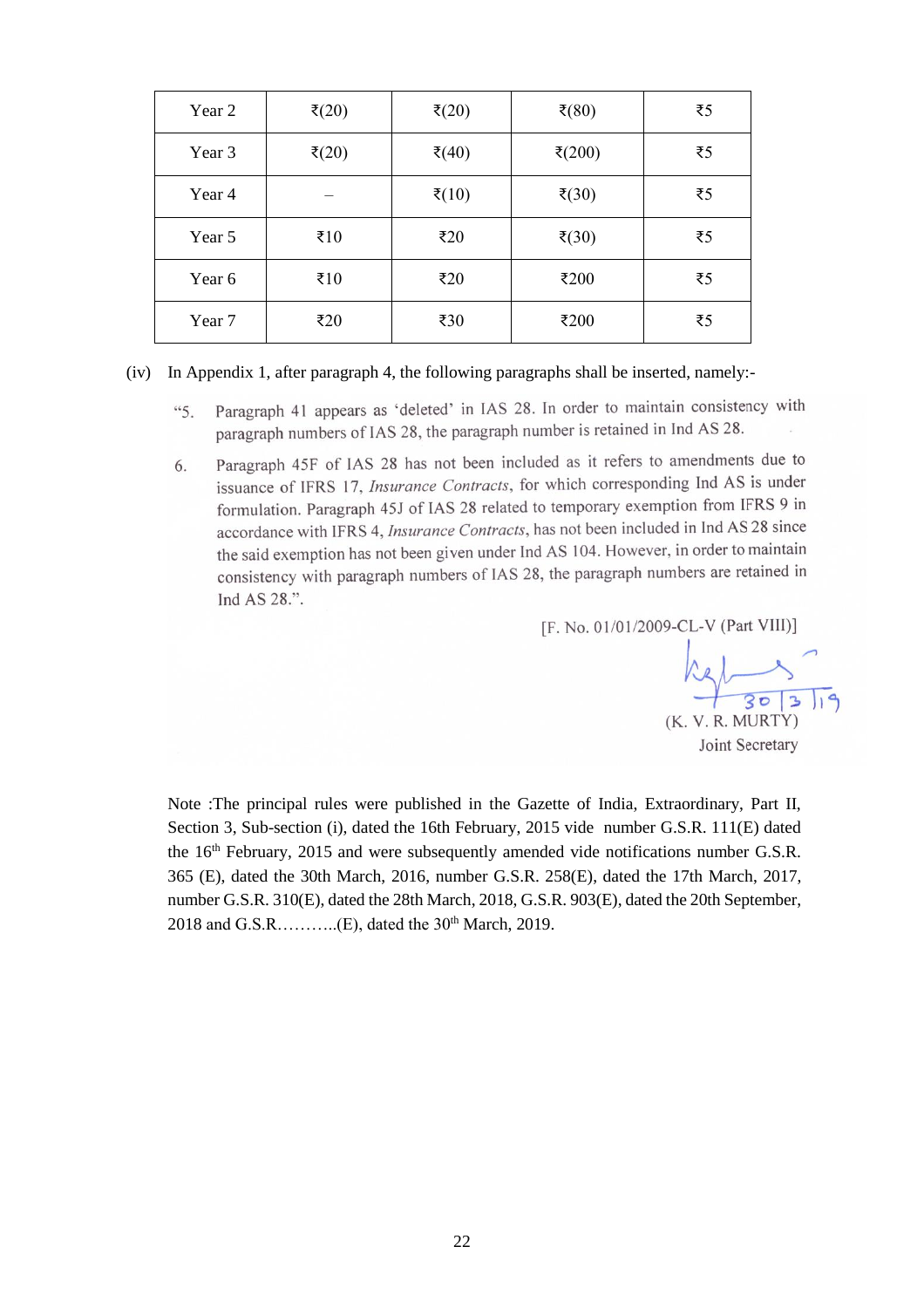| | | | | |
|---|---|---|---|---|
| Year 2 | ₹(20) | ₹(20) | ₹(80) | ₹5 |
| Year 3 | ₹(20) | ₹(40) | ₹(200) | ₹5 |
| Year 4 | – | ₹(10) | ₹(30) | ₹5 |
| Year 5 | ₹10 | ₹20 | ₹(30) | ₹5 |
| Year 6 | ₹10 | ₹20 | ₹200 | ₹5 |
| Year 7 | ₹20 | ₹30 | ₹200 | ₹5 |

(iv) In Appendix 1, after paragraph 4, the following paragraphs shall be inserted, namely:-

"5. Paragraph 41 appears as 'deleted' in IAS 28. In order to maintain consistency with paragraph numbers of IAS 28, the paragraph number is retained in Ind AS 28.

6. Paragraph 45F of IAS 28 has not been included as it refers to amendments due to issuance of IFRS 17, *Insurance Contracts*, for which corresponding Ind AS is under formulation. Paragraph 45J of IAS 28 related to temporary exemption from IFRS 9 in accordance with IFRS 4, *Insurance Contracts*, has not been included in Ind AS 28 since the said exemption has not been given under Ind AS 104. However, in order to maintain consistency with paragraph numbers of IAS 28, the paragraph numbers are retained in Ind AS 28.".

[F. No. 01/01/2009-CL-V (Part VIII)]

30/3/19

(K. V. R. MURTY)
Joint Secretary

Note :The principal rules were published in the Gazette of India, Extraordinary, Part II, Section 3, Sub-section (i), dated the 16th February, 2015 vide number G.S.R. 111(E) dated the 16th February, 2015 and were subsequently amended vide notifications number G.S.R. 365 (E), dated the 30th March, 2016, number G.S.R. 258(E), dated the 17th March, 2017, number G.S.R. 310(E), dated the 28th March, 2018, G.S.R. 903(E), dated the 20th September, 2018 and G.S.R………..(E), dated the 30th March, 2019.